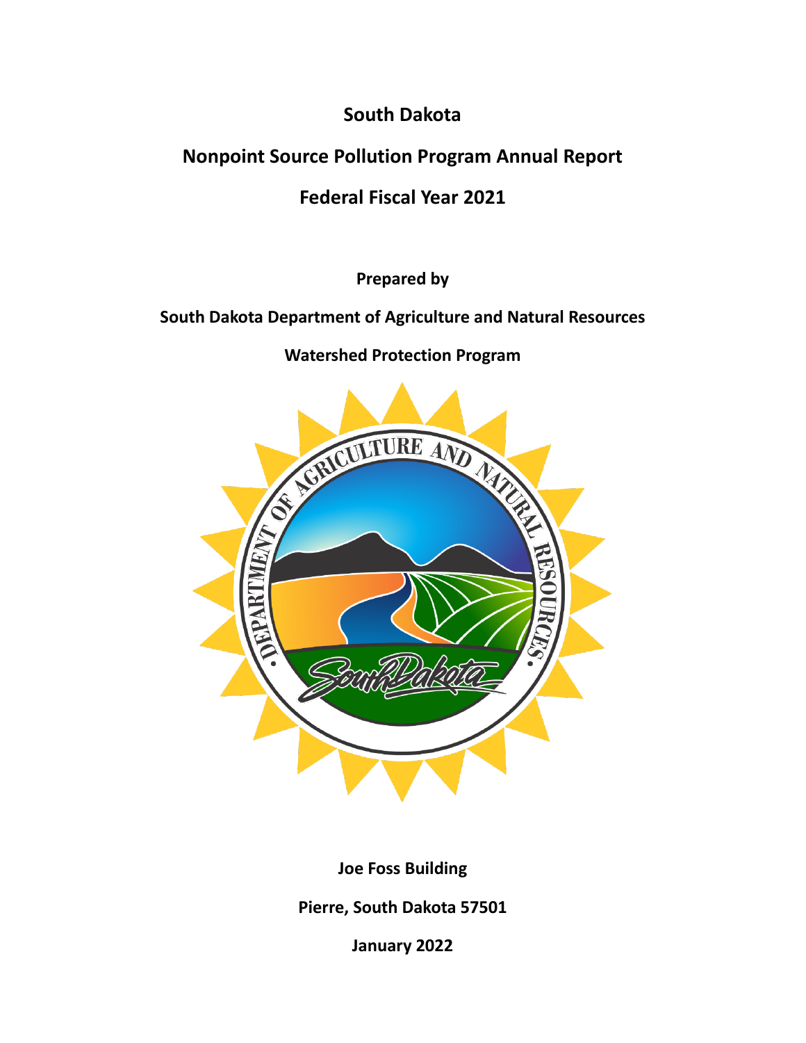# South Dakota

# Nonpoint Source Pollution Program Annual Report

# Federal Fiscal Year 2021

**Prepared by**

**South Dakota Department of Agriculture and Natural Resources**

**Watershed Protection Program**

**Joe Foss Building**

**Pierre, South Dakota 57501**

**January 2022**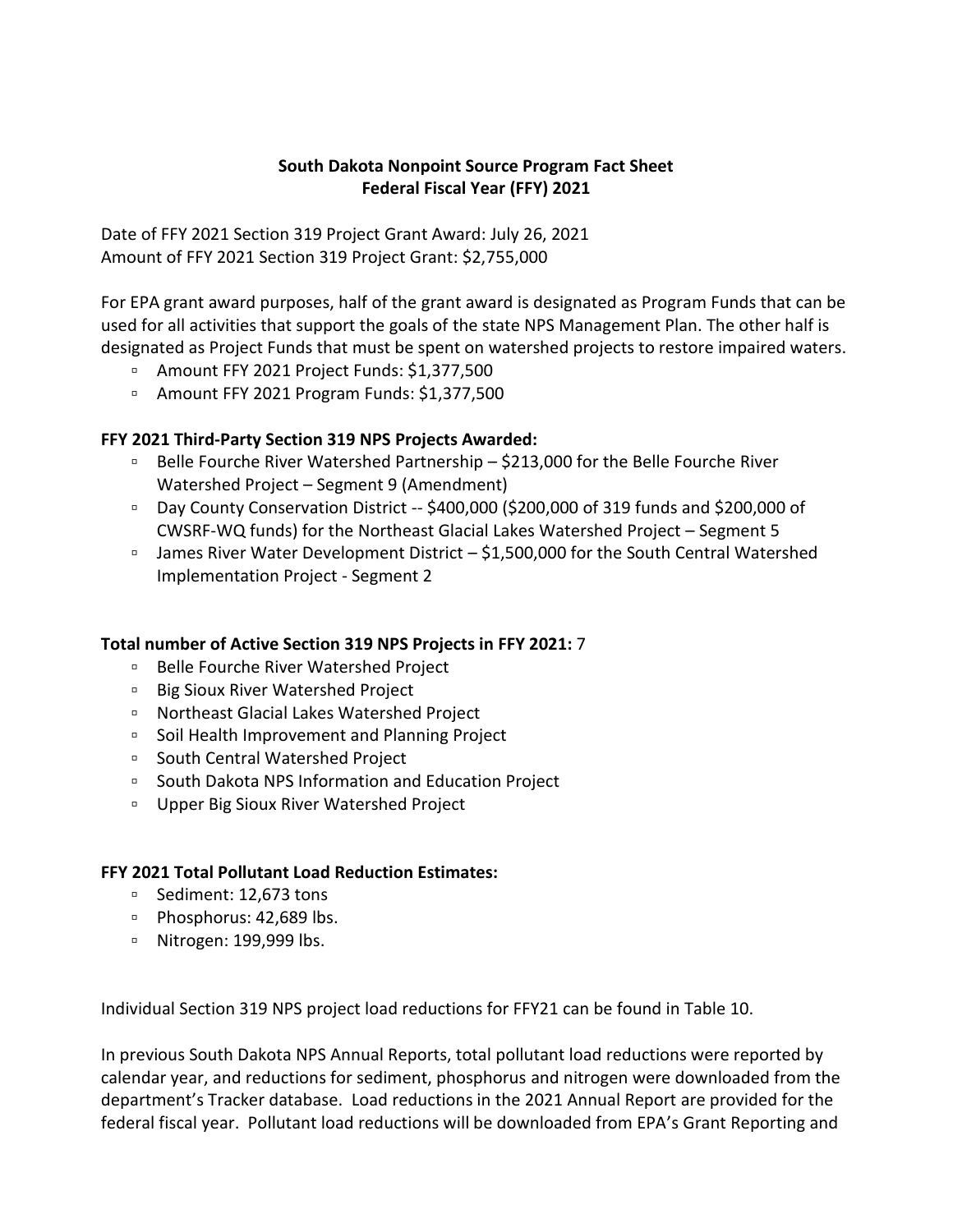# South Dakota Nonpoint Source Program Fact Sheet
# Federal Fiscal Year (FFY) 2021

Date of FFY 2021 Section 319 Project Grant Award: July 26, 2021
Amount of FFY 2021 Section 319 Project Grant: $2,755,000

For EPA grant award purposes, half of the grant award is designated as Program Funds that can be used for all activities that support the goals of the state NPS Management Plan. The other half is designated as Project Funds that must be spent on watershed projects to restore impaired waters.

- Amount FFY 2021 Project Funds: $1,377,500
- Amount FFY 2021 Program Funds: $1,377,500

**FFY 2021 Third-Party Section 319 NPS Projects Awarded:**

- Belle Fourche River Watershed Partnership – $213,000 for the Belle Fourche River Watershed Project – Segment 9 (Amendment)
- Day County Conservation District -- $400,000 ($200,000 of 319 funds and $200,000 of CWSRF-WQ funds) for the Northeast Glacial Lakes Watershed Project – Segment 5
- James River Water Development District – $1,500,000 for the South Central Watershed Implementation Project - Segment 2

**Total number of Active Section 319 NPS Projects in FFY 2021:** 7

- Belle Fourche River Watershed Project
- Big Sioux River Watershed Project
- Northeast Glacial Lakes Watershed Project
- Soil Health Improvement and Planning Project
- South Central Watershed Project
- South Dakota NPS Information and Education Project
- Upper Big Sioux River Watershed Project

**FFY 2021 Total Pollutant Load Reduction Estimates:**

- Sediment: 12,673 tons
- Phosphorus: 42,689 lbs.
- Nitrogen: 199,999 lbs.

Individual Section 319 NPS project load reductions for FFY21 can be found in Table 10.

In previous South Dakota NPS Annual Reports, total pollutant load reductions were reported by calendar year, and reductions for sediment, phosphorus and nitrogen were downloaded from the department's Tracker database. Load reductions in the 2021 Annual Report are provided for the federal fiscal year. Pollutant load reductions will be downloaded from EPA's Grant Reporting and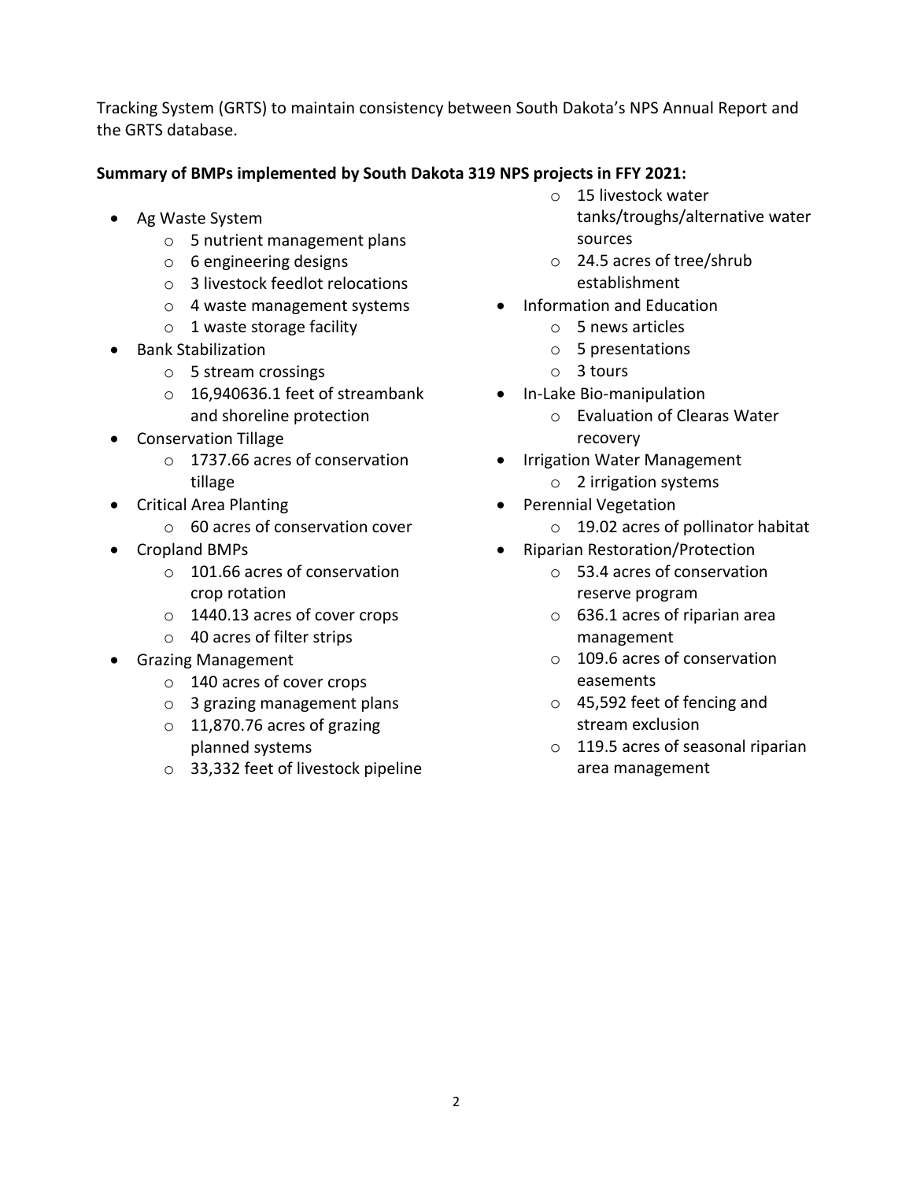Tracking System (GRTS) to maintain consistency between South Dakota's NPS Annual Report and the GRTS database.

**Summary of BMPs implemented by South Dakota 319 NPS projects in FFY 2021:**

- Ag Waste System
  - 5 nutrient management plans
  - 6 engineering designs
  - 3 livestock feedlot relocations
  - 4 waste management systems
  - 1 waste storage facility
- Bank Stabilization
  - 5 stream crossings
  - 16,940636.1 feet of streambank and shoreline protection
- Conservation Tillage
  - 1737.66 acres of conservation tillage
- Critical Area Planting
  - 60 acres of conservation cover
- Cropland BMPs
  - 101.66 acres of conservation crop rotation
  - 1440.13 acres of cover crops
  - 40 acres of filter strips
- Grazing Management
  - 140 acres of cover crops
  - 3 grazing management plans
  - 11,870.76 acres of grazing planned systems
  - 33,332 feet of livestock pipeline
  - 15 livestock water tanks/troughs/alternative water sources
  - 24.5 acres of tree/shrub establishment
- Information and Education
  - 5 news articles
  - 5 presentations
  - 3 tours
- In-Lake Bio-manipulation
  - Evaluation of Clearas Water recovery
- Irrigation Water Management
  - 2 irrigation systems
- Perennial Vegetation
  - 19.02 acres of pollinator habitat
- Riparian Restoration/Protection
  - 53.4 acres of conservation reserve program
  - 636.1 acres of riparian area management
  - 109.6 acres of conservation easements
  - 45,592 feet of fencing and stream exclusion
  - 119.5 acres of seasonal riparian area management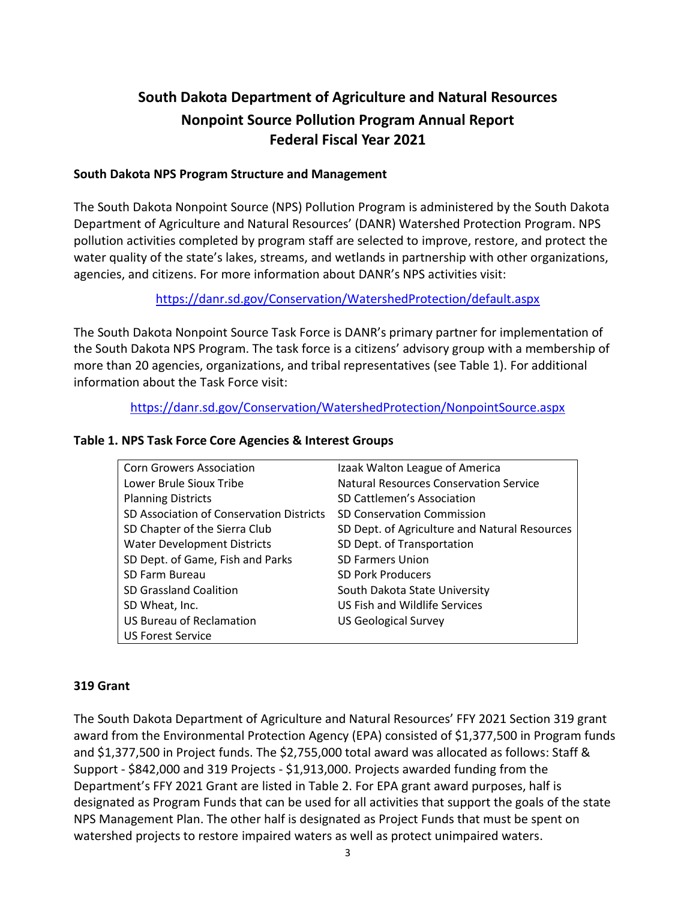# South Dakota Department of Agriculture and Natural Resources Nonpoint Source Pollution Program Annual Report Federal Fiscal Year 2021

## South Dakota NPS Program Structure and Management

The South Dakota Nonpoint Source (NPS) Pollution Program is administered by the South Dakota Department of Agriculture and Natural Resources' (DANR) Watershed Protection Program. NPS pollution activities completed by program staff are selected to improve, restore, and protect the water quality of the state's lakes, streams, and wetlands in partnership with other organizations, agencies, and citizens. For more information about DANR's NPS activities visit:

https://danr.sd.gov/Conservation/WatershedProtection/default.aspx

The South Dakota Nonpoint Source Task Force is DANR's primary partner for implementation of the South Dakota NPS Program. The task force is a citizens' advisory group with a membership of more than 20 agencies, organizations, and tribal representatives (see Table 1). For additional information about the Task Force visit:

https://danr.sd.gov/Conservation/WatershedProtection/NonpointSource.aspx

**Table 1. NPS Task Force Core Agencies & Interest Groups**

| | |
|---|---|
| Corn Growers Association | Izaak Walton League of America |
| Lower Brule Sioux Tribe | Natural Resources Conservation Service |
| Planning Districts | SD Cattlemen's Association |
| SD Association of Conservation Districts | SD Conservation Commission |
| SD Chapter of the Sierra Club | SD Dept. of Agriculture and Natural Resources |
| Water Development Districts | SD Dept. of Transportation |
| SD Dept. of Game, Fish and Parks | SD Farmers Union |
| SD Farm Bureau | SD Pork Producers |
| SD Grassland Coalition | South Dakota State University |
| SD Wheat, Inc. | US Fish and Wildlife Services |
| US Bureau of Reclamation | US Geological Survey |
| US Forest Service | |

## 319 Grant

The South Dakota Department of Agriculture and Natural Resources' FFY 2021 Section 319 grant award from the Environmental Protection Agency (EPA) consisted of $1,377,500 in Program funds and $1,377,500 in Project funds. The $2,755,000 total award was allocated as follows: Staff & Support - $842,000 and 319 Projects - $1,913,000. Projects awarded funding from the Department's FFY 2021 Grant are listed in Table 2. For EPA grant award purposes, half is designated as Program Funds that can be used for all activities that support the goals of the state NPS Management Plan. The other half is designated as Project Funds that must be spent on watershed projects to restore impaired waters as well as protect unimpaired waters.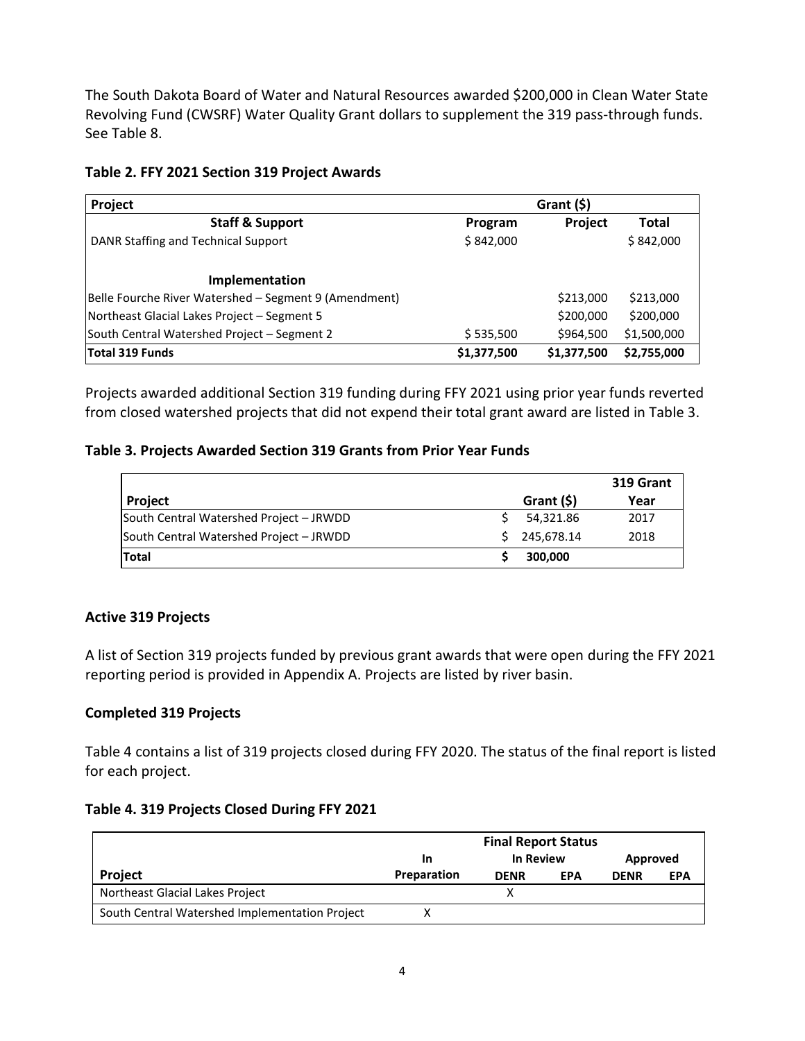The South Dakota Board of Water and Natural Resources awarded $200,000 in Clean Water State Revolving Fund (CWSRF) Water Quality Grant dollars to supplement the 319 pass-through funds. See Table 8.

**Table 2. FFY 2021 Section 319 Project Awards**

| Project | Grant ($) | | |
|---|---|---|---|
| **Staff & Support** | **Program** | **Project** | **Total** |
| DANR Staffing and Technical Support | $ 842,000 | | $ 842,000 |
| **Implementation** | | | |
| Belle Fourche River Watershed – Segment 9 (Amendment) | | $213,000 | $213,000 |
| Northeast Glacial Lakes Project – Segment 5 | | $200,000 | $200,000 |
| South Central Watershed Project – Segment 2 | $ 535,500 | $964,500 | $1,500,000 |
| **Total 319 Funds** | **$1,377,500** | **$1,377,500** | **$2,755,000** |

Projects awarded additional Section 319 funding during FFY 2021 using prior year funds reverted from closed watershed projects that did not expend their total grant award are listed in Table 3.

**Table 3. Projects Awarded Section 319 Grants from Prior Year Funds**

| Project | Grant ($) | 319 Grant Year |
|---|---|---|
| South Central Watershed Project – JRWDD | $ 54,321.86 | 2017 |
| South Central Watershed Project – JRWDD | $ 245,678.14 | 2018 |
| **Total** | **$ 300,000** | |

## Active 319 Projects

A list of Section 319 projects funded by previous grant awards that were open during the FFY 2021 reporting period is provided in Appendix A. Projects are listed by river basin.

## Completed 319 Projects

Table 4 contains a list of 319 projects closed during FFY 2020. The status of the final report is listed for each project.

**Table 4. 319 Projects Closed During FFY 2021**

| | Final Report Status | | | | |
|---|---|---|---|---|---|
| | In | In Review | | Approved | |
| **Project** | **Preparation** | **DENR** | **EPA** | **DENR** | **EPA** |
| Northeast Glacial Lakes Project | | X | | | |
| South Central Watershed Implementation Project | X | | | | |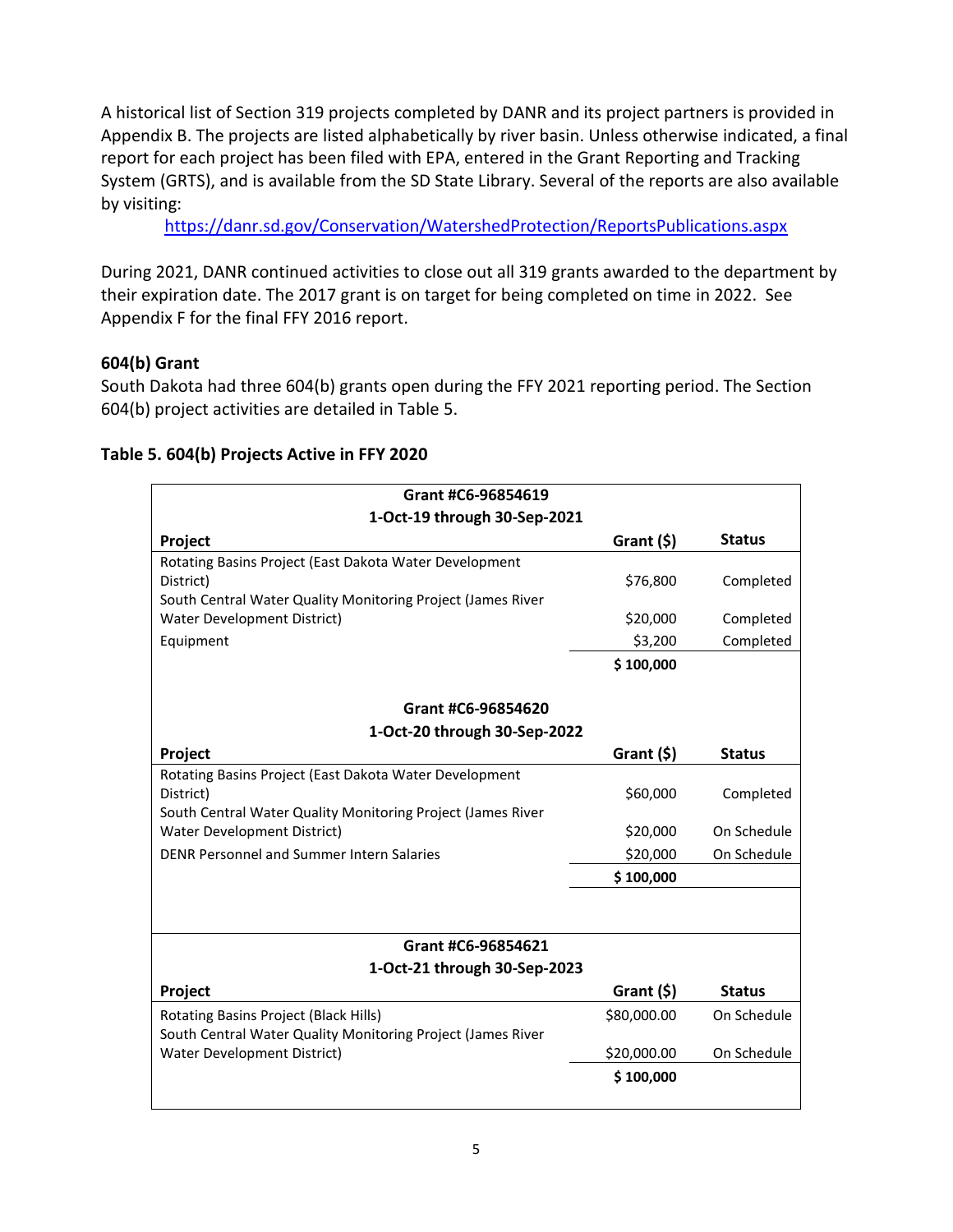A historical list of Section 319 projects completed by DANR and its project partners is provided in Appendix B. The projects are listed alphabetically by river basin. Unless otherwise indicated, a final report for each project has been filed with EPA, entered in the Grant Reporting and Tracking System (GRTS), and is available from the SD State Library. Several of the reports are also available by visiting:

https://danr.sd.gov/Conservation/WatershedProtection/ReportsPublications.aspx

During 2021, DANR continued activities to close out all 319 grants awarded to the department by their expiration date. The 2017 grant is on target for being completed on time in 2022. See Appendix F for the final FFY 2016 report.

### 604(b) Grant

South Dakota had three 604(b) grants open during the FFY 2021 reporting period. The Section 604(b) project activities are detailed in Table 5.

### Table 5. 604(b) Projects Active in FFY 2020

**Grant #C6-96854619**
**1-Oct-19 through 30-Sep-2021**

| Project | Grant ($) | Status |
|---|---|---|
| Rotating Basins Project (East Dakota Water Development District) | $76,800 | Completed |
| South Central Water Quality Monitoring Project (James River Water Development District) | $20,000 | Completed |
| Equipment | $3,200 | Completed |
| | **$ 100,000** | |

**Grant #C6-96854620**
**1-Oct-20 through 30-Sep-2022**

| Project | Grant ($) | Status |
|---|---|---|
| Rotating Basins Project (East Dakota Water Development District) | $60,000 | Completed |
| South Central Water Quality Monitoring Project (James River Water Development District) | $20,000 | On Schedule |
| DENR Personnel and Summer Intern Salaries | $20,000 | On Schedule |
| | **$ 100,000** | |

**Grant #C6-96854621**
**1-Oct-21 through 30-Sep-2023**

| Project | Grant ($) | Status |
|---|---|---|
| Rotating Basins Project (Black Hills) | $80,000.00 | On Schedule |
| South Central Water Quality Monitoring Project (James River Water Development District) | $20,000.00 | On Schedule |
| | **$ 100,000** | |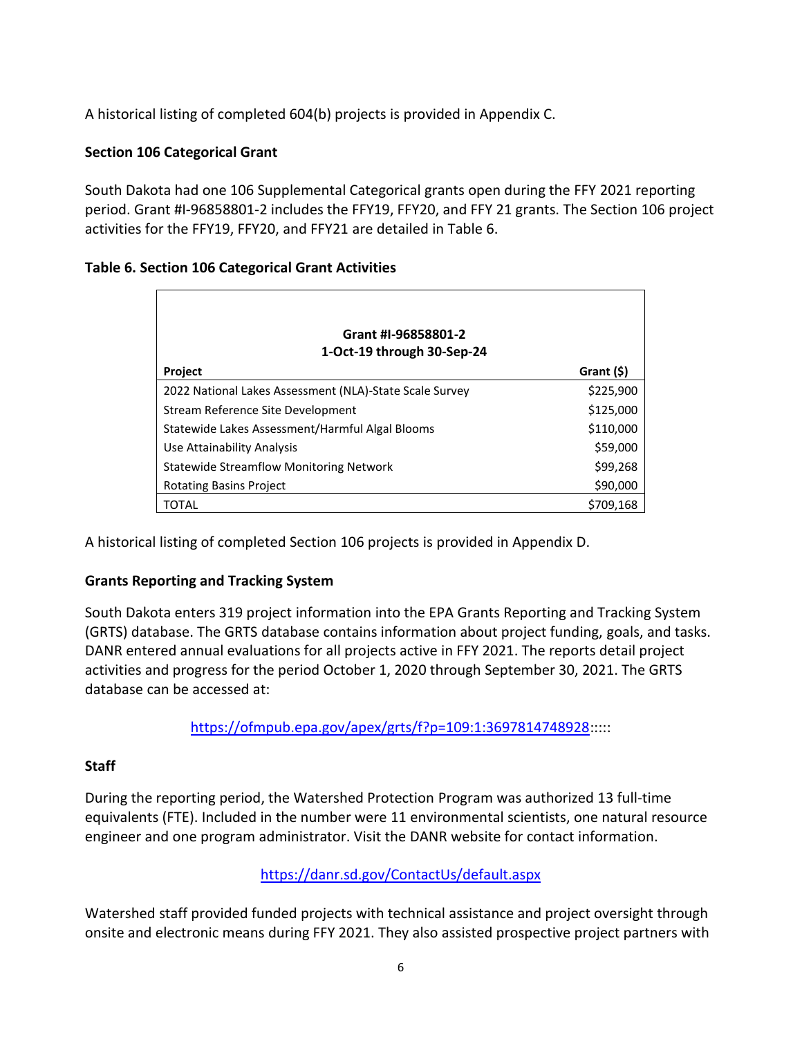A historical listing of completed 604(b) projects is provided in Appendix C.

**Section 106 Categorical Grant**

South Dakota had one 106 Supplemental Categorical grants open during the FFY 2021 reporting period. Grant #I-96858801-2 includes the FFY19, FFY20, and FFY 21 grants. The Section 106 project activities for the FFY19, FFY20, and FFY21 are detailed in Table 6.

**Table 6. Section 106 Categorical Grant Activities**

| Grant #I-96858801-2<br>1-Oct-19 through 30-Sep-24 | |
|---|---|
| **Project** | **Grant ($)** |
| 2022 National Lakes Assessment (NLA)-State Scale Survey | $225,900 |
| Stream Reference Site Development | $125,000 |
| Statewide Lakes Assessment/Harmful Algal Blooms | $110,000 |
| Use Attainability Analysis | $59,000 |
| Statewide Streamflow Monitoring Network | $99,268 |
| Rotating Basins Project | $90,000 |
| TOTAL | $709,168 |

A historical listing of completed Section 106 projects is provided in Appendix D.

**Grants Reporting and Tracking System**

South Dakota enters 319 project information into the EPA Grants Reporting and Tracking System (GRTS) database. The GRTS database contains information about project funding, goals, and tasks. DANR entered annual evaluations for all projects active in FFY 2021. The reports detail project activities and progress for the period October 1, 2020 through September 30, 2021. The GRTS database can be accessed at:

https://ofmpub.epa.gov/apex/grts/f?p=109:1:3697814748928:::::

**Staff**

During the reporting period, the Watershed Protection Program was authorized 13 full-time equivalents (FTE). Included in the number were 11 environmental scientists, one natural resource engineer and one program administrator. Visit the DANR website for contact information.

https://danr.sd.gov/ContactUs/default.aspx

Watershed staff provided funded projects with technical assistance and project oversight through onsite and electronic means during FFY 2021. They also assisted prospective project partners with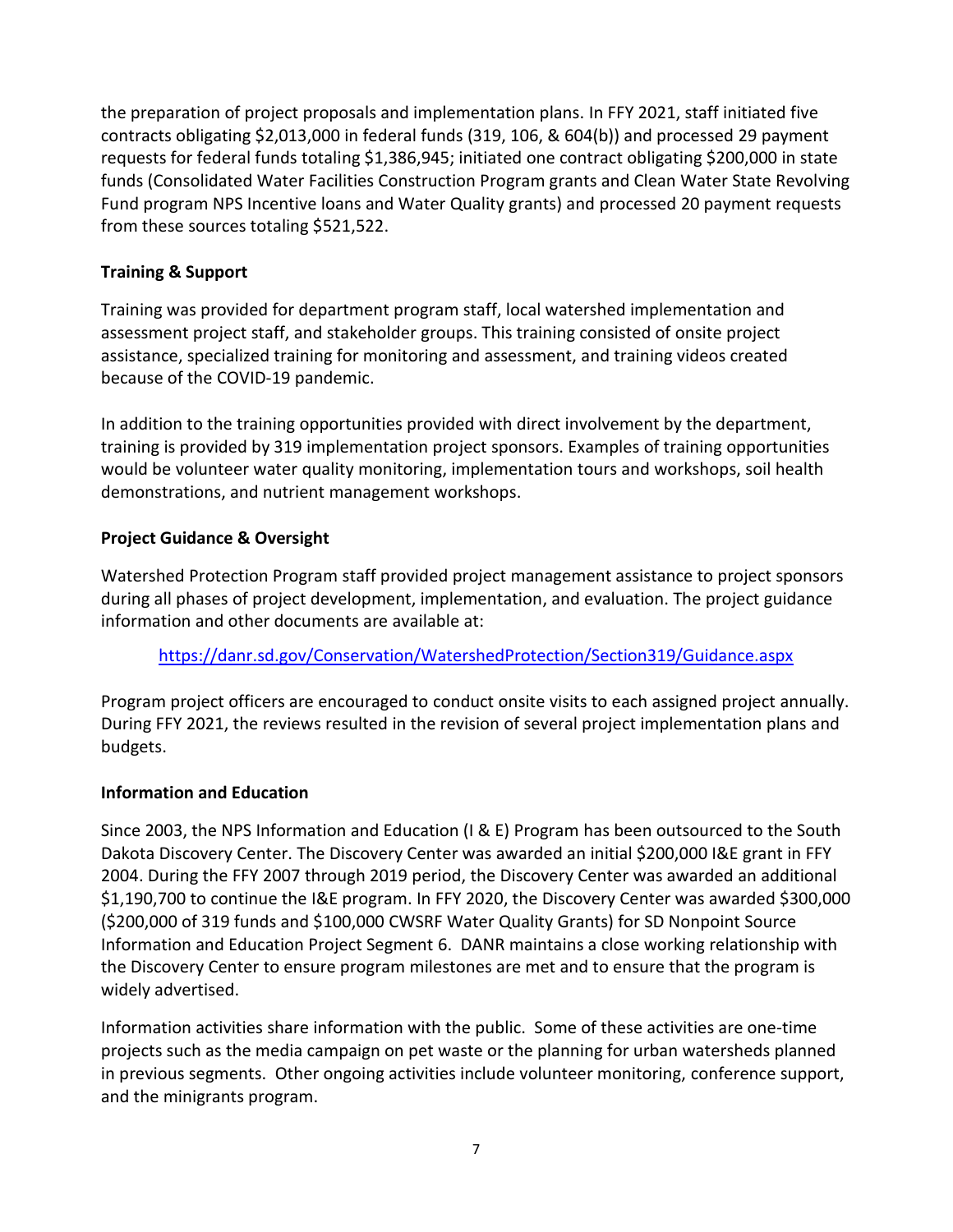the preparation of project proposals and implementation plans. In FFY 2021, staff initiated five contracts obligating $2,013,000 in federal funds (319, 106, & 604(b)) and processed 29 payment requests for federal funds totaling $1,386,945; initiated one contract obligating $200,000 in state funds (Consolidated Water Facilities Construction Program grants and Clean Water State Revolving Fund program NPS Incentive loans and Water Quality grants) and processed 20 payment requests from these sources totaling $521,522.

### Training & Support

Training was provided for department program staff, local watershed implementation and assessment project staff, and stakeholder groups. This training consisted of onsite project assistance, specialized training for monitoring and assessment, and training videos created because of the COVID-19 pandemic.

In addition to the training opportunities provided with direct involvement by the department, training is provided by 319 implementation project sponsors. Examples of training opportunities would be volunteer water quality monitoring, implementation tours and workshops, soil health demonstrations, and nutrient management workshops.

### Project Guidance & Oversight

Watershed Protection Program staff provided project management assistance to project sponsors during all phases of project development, implementation, and evaluation. The project guidance information and other documents are available at:

https://danr.sd.gov/Conservation/WatershedProtection/Section319/Guidance.aspx

Program project officers are encouraged to conduct onsite visits to each assigned project annually. During FFY 2021, the reviews resulted in the revision of several project implementation plans and budgets.

### Information and Education

Since 2003, the NPS Information and Education (I & E) Program has been outsourced to the South Dakota Discovery Center. The Discovery Center was awarded an initial $200,000 I&E grant in FFY 2004. During the FFY 2007 through 2019 period, the Discovery Center was awarded an additional $1,190,700 to continue the I&E program. In FFY 2020, the Discovery Center was awarded $300,000 ($200,000 of 319 funds and $100,000 CWSRF Water Quality Grants) for SD Nonpoint Source Information and Education Project Segment 6. DANR maintains a close working relationship with the Discovery Center to ensure program milestones are met and to ensure that the program is widely advertised.

Information activities share information with the public. Some of these activities are one-time projects such as the media campaign on pet waste or the planning for urban watersheds planned in previous segments. Other ongoing activities include volunteer monitoring, conference support, and the minigrants program.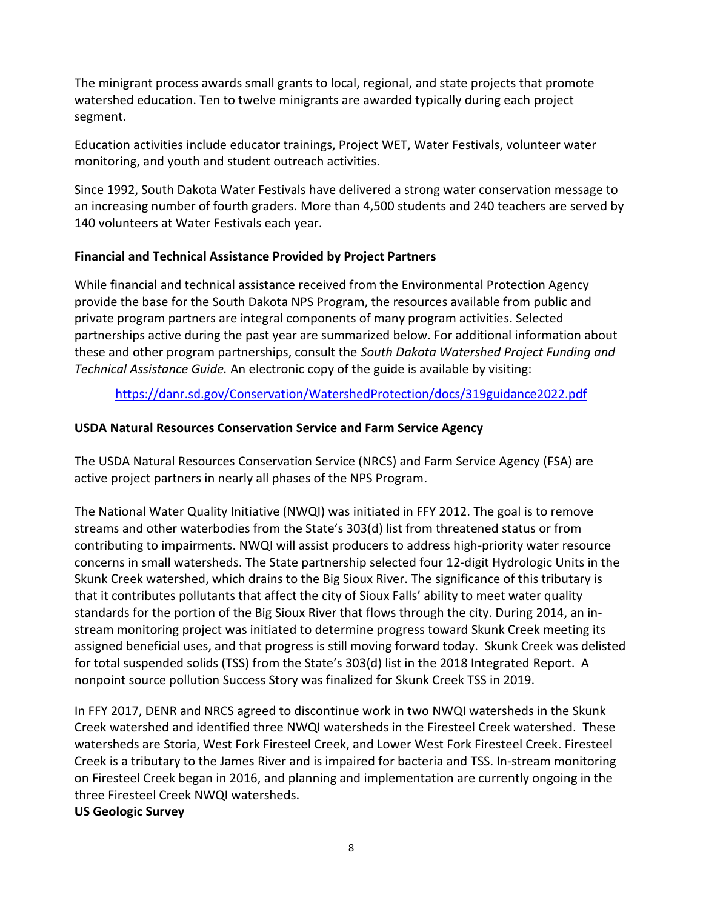The minigrant process awards small grants to local, regional, and state projects that promote watershed education. Ten to twelve minigrants are awarded typically during each project segment.

Education activities include educator trainings, Project WET, Water Festivals, volunteer water monitoring, and youth and student outreach activities.

Since 1992, South Dakota Water Festivals have delivered a strong water conservation message to an increasing number of fourth graders. More than 4,500 students and 240 teachers are served by 140 volunteers at Water Festivals each year.

**Financial and Technical Assistance Provided by Project Partners**

While financial and technical assistance received from the Environmental Protection Agency provide the base for the South Dakota NPS Program, the resources available from public and private program partners are integral components of many program activities. Selected partnerships active during the past year are summarized below. For additional information about these and other program partnerships, consult the *South Dakota Watershed Project Funding and Technical Assistance Guide.* An electronic copy of the guide is available by visiting:

https://danr.sd.gov/Conservation/WatershedProtection/docs/319guidance2022.pdf

**USDA Natural Resources Conservation Service and Farm Service Agency**

The USDA Natural Resources Conservation Service (NRCS) and Farm Service Agency (FSA) are active project partners in nearly all phases of the NPS Program.

The National Water Quality Initiative (NWQI) was initiated in FFY 2012. The goal is to remove streams and other waterbodies from the State's 303(d) list from threatened status or from contributing to impairments. NWQI will assist producers to address high-priority water resource concerns in small watersheds. The State partnership selected four 12-digit Hydrologic Units in the Skunk Creek watershed, which drains to the Big Sioux River. The significance of this tributary is that it contributes pollutants that affect the city of Sioux Falls' ability to meet water quality standards for the portion of the Big Sioux River that flows through the city. During 2014, an in-stream monitoring project was initiated to determine progress toward Skunk Creek meeting its assigned beneficial uses, and that progress is still moving forward today. Skunk Creek was delisted for total suspended solids (TSS) from the State's 303(d) list in the 2018 Integrated Report. A nonpoint source pollution Success Story was finalized for Skunk Creek TSS in 2019.

In FFY 2017, DENR and NRCS agreed to discontinue work in two NWQI watersheds in the Skunk Creek watershed and identified three NWQI watersheds in the Firesteel Creek watershed. These watersheds are Storia, West Fork Firesteel Creek, and Lower West Fork Firesteel Creek. Firesteel Creek is a tributary to the James River and is impaired for bacteria and TSS. In-stream monitoring on Firesteel Creek began in 2016, and planning and implementation are currently ongoing in the three Firesteel Creek NWQI watersheds.

**US Geologic Survey**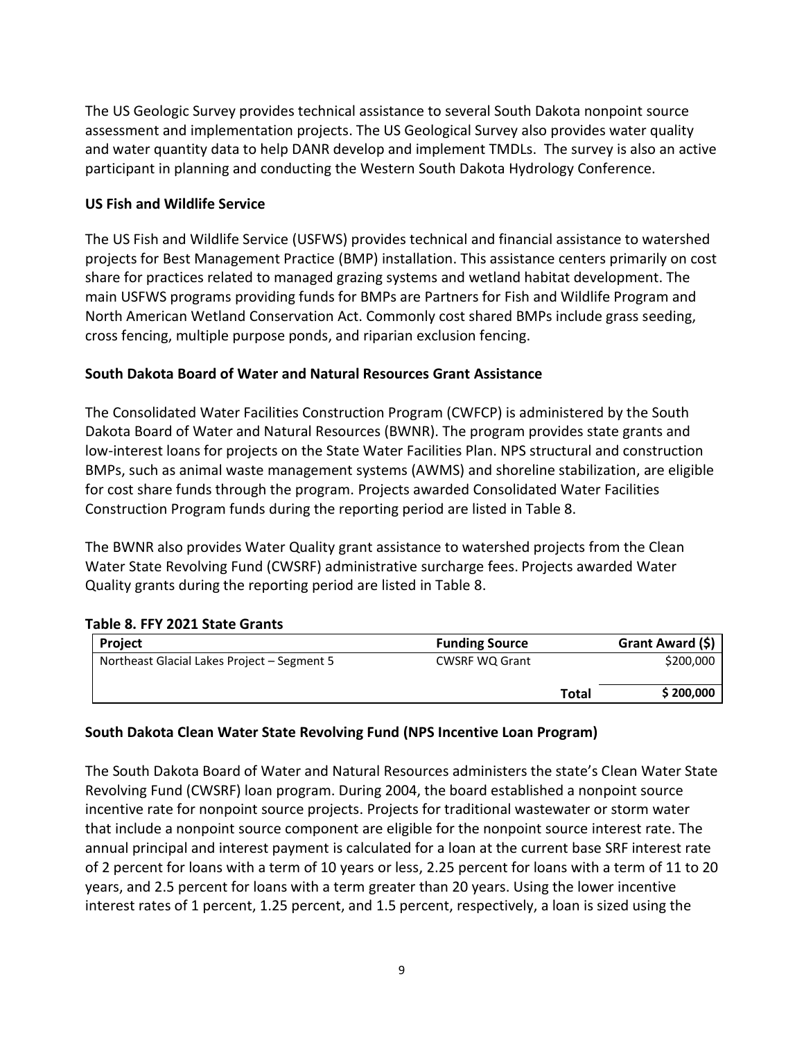The US Geologic Survey provides technical assistance to several South Dakota nonpoint source assessment and implementation projects. The US Geological Survey also provides water quality and water quantity data to help DANR develop and implement TMDLs. The survey is also an active participant in planning and conducting the Western South Dakota Hydrology Conference.

### US Fish and Wildlife Service

The US Fish and Wildlife Service (USFWS) provides technical and financial assistance to watershed projects for Best Management Practice (BMP) installation. This assistance centers primarily on cost share for practices related to managed grazing systems and wetland habitat development. The main USFWS programs providing funds for BMPs are Partners for Fish and Wildlife Program and North American Wetland Conservation Act. Commonly cost shared BMPs include grass seeding, cross fencing, multiple purpose ponds, and riparian exclusion fencing.

### South Dakota Board of Water and Natural Resources Grant Assistance

The Consolidated Water Facilities Construction Program (CWFCP) is administered by the South Dakota Board of Water and Natural Resources (BWNR). The program provides state grants and low-interest loans for projects on the State Water Facilities Plan. NPS structural and construction BMPs, such as animal waste management systems (AWMS) and shoreline stabilization, are eligible for cost share funds through the program. Projects awarded Consolidated Water Facilities Construction Program funds during the reporting period are listed in Table 8.

The BWNR also provides Water Quality grant assistance to watershed projects from the Clean Water State Revolving Fund (CWSRF) administrative surcharge fees. Projects awarded Water Quality grants during the reporting period are listed in Table 8.

**Table 8. FFY 2021 State Grants**

| Project | Funding Source | Grant Award ($) |
|---|---|---|
| Northeast Glacial Lakes Project – Segment 5 | CWSRF WQ Grant | $200,000 |
| | **Total** | **$ 200,000** |

### South Dakota Clean Water State Revolving Fund (NPS Incentive Loan Program)

The South Dakota Board of Water and Natural Resources administers the state's Clean Water State Revolving Fund (CWSRF) loan program. During 2004, the board established a nonpoint source incentive rate for nonpoint source projects. Projects for traditional wastewater or storm water that include a nonpoint source component are eligible for the nonpoint source interest rate. The annual principal and interest payment is calculated for a loan at the current base SRF interest rate of 2 percent for loans with a term of 10 years or less, 2.25 percent for loans with a term of 11 to 20 years, and 2.5 percent for loans with a term greater than 20 years. Using the lower incentive interest rates of 1 percent, 1.25 percent, and 1.5 percent, respectively, a loan is sized using the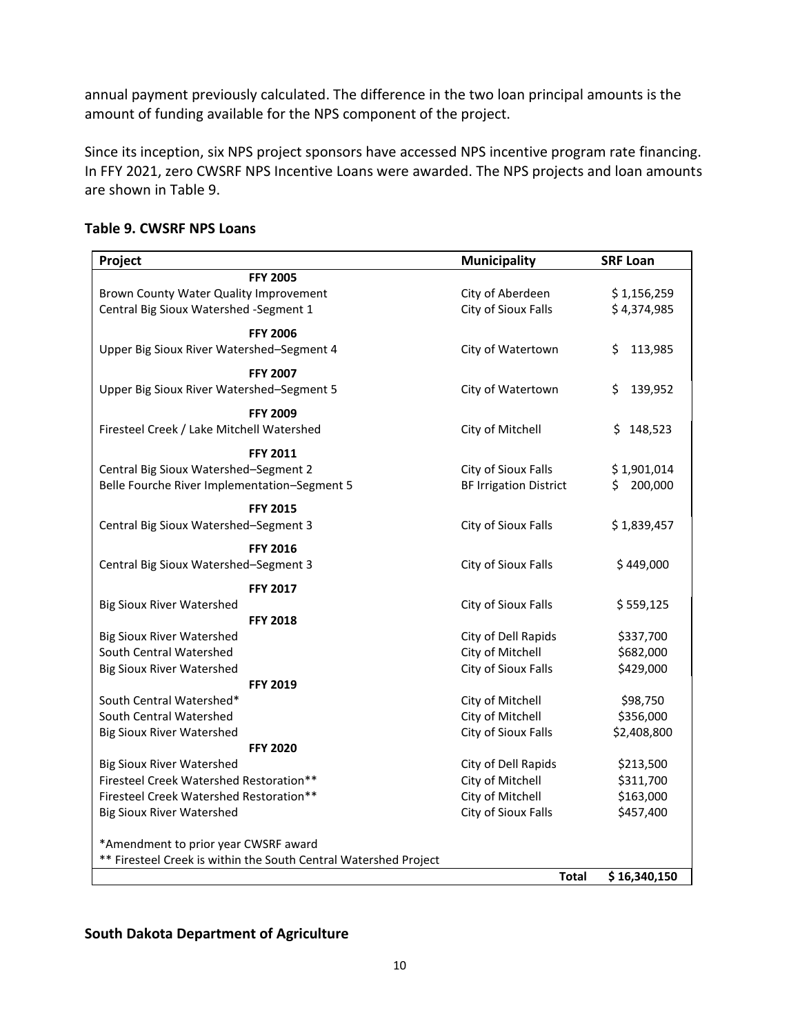annual payment previously calculated. The difference in the two loan principal amounts is the amount of funding available for the NPS component of the project.

Since its inception, six NPS project sponsors have accessed NPS incentive program rate financing. In FFY 2021, zero CWSRF NPS Incentive Loans were awarded. The NPS projects and loan amounts are shown in Table 9.

**Table 9. CWSRF NPS Loans**

| Project | Municipality | SRF Loan |
|---|---|---|
| **FFY 2005** | | |
| Brown County Water Quality Improvement | City of Aberdeen | $ 1,156,259 |
| Central Big Sioux Watershed -Segment 1 | City of Sioux Falls | $ 4,374,985 |
| **FFY 2006** | | |
| Upper Big Sioux River Watershed–Segment 4 | City of Watertown | $ 113,985 |
| **FFY 2007** | | |
| Upper Big Sioux River Watershed–Segment 5 | City of Watertown | $ 139,952 |
| **FFY 2009** | | |
| Firesteel Creek / Lake Mitchell Watershed | City of Mitchell | $ 148,523 |
| **FFY 2011** | | |
| Central Big Sioux Watershed–Segment 2 | City of Sioux Falls | $ 1,901,014 |
| Belle Fourche River Implementation–Segment 5 | BF Irrigation District | $ 200,000 |
| **FFY 2015** | | |
| Central Big Sioux Watershed–Segment 3 | City of Sioux Falls | $ 1,839,457 |
| **FFY 2016** | | |
| Central Big Sioux Watershed–Segment 3 | City of Sioux Falls | $ 449,000 |
| **FFY 2017** | | |
| Big Sioux River Watershed | City of Sioux Falls | $ 559,125 |
| **FFY 2018** | | |
| Big Sioux River Watershed | City of Dell Rapids | $337,700 |
| South Central Watershed | City of Mitchell | $682,000 |
| Big Sioux River Watershed | City of Sioux Falls | $429,000 |
| **FFY 2019** | | |
| South Central Watershed* | City of Mitchell | $98,750 |
| South Central Watershed | City of Mitchell | $356,000 |
| Big Sioux River Watershed | City of Sioux Falls | $2,408,800 |
| **FFY 2020** | | |
| Big Sioux River Watershed | City of Dell Rapids | $213,500 |
| Firesteel Creek Watershed Restoration** | City of Mitchell | $311,700 |
| Firesteel Creek Watershed Restoration** | City of Mitchell | $163,000 |
| Big Sioux River Watershed | City of Sioux Falls | $457,400 |
| *Amendment to prior year CWSRF award | | |
| ** Firesteel Creek is within the South Central Watershed Project | | |
| | **Total** | **$ 16,340,150** |

## South Dakota Department of Agriculture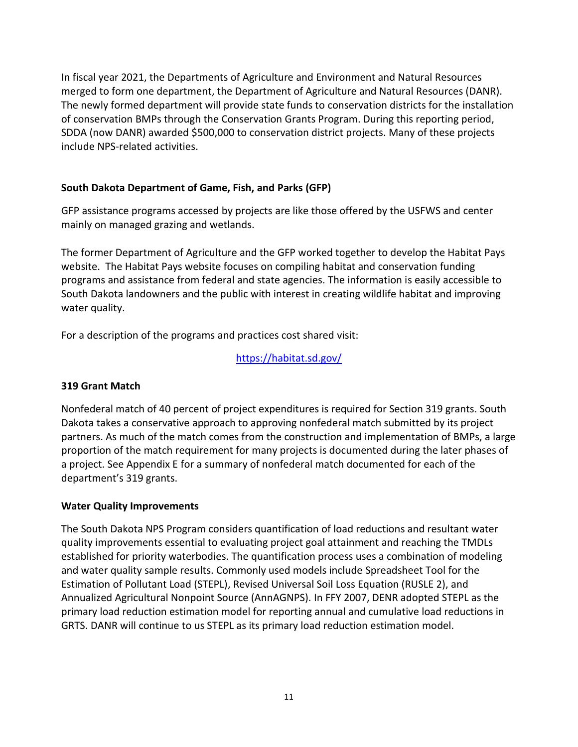In fiscal year 2021, the Departments of Agriculture and Environment and Natural Resources merged to form one department, the Department of Agriculture and Natural Resources (DANR). The newly formed department will provide state funds to conservation districts for the installation of conservation BMPs through the Conservation Grants Program. During this reporting period, SDDA (now DANR) awarded $500,000 to conservation district projects. Many of these projects include NPS-related activities.

**South Dakota Department of Game, Fish, and Parks (GFP)**

GFP assistance programs accessed by projects are like those offered by the USFWS and center mainly on managed grazing and wetlands.

The former Department of Agriculture and the GFP worked together to develop the Habitat Pays website. The Habitat Pays website focuses on compiling habitat and conservation funding programs and assistance from federal and state agencies. The information is easily accessible to South Dakota landowners and the public with interest in creating wildlife habitat and improving water quality.

For a description of the programs and practices cost shared visit:

https://habitat.sd.gov/

**319 Grant Match**

Nonfederal match of 40 percent of project expenditures is required for Section 319 grants. South Dakota takes a conservative approach to approving nonfederal match submitted by its project partners. As much of the match comes from the construction and implementation of BMPs, a large proportion of the match requirement for many projects is documented during the later phases of a project. See Appendix E for a summary of nonfederal match documented for each of the department's 319 grants.

**Water Quality Improvements**

The South Dakota NPS Program considers quantification of load reductions and resultant water quality improvements essential to evaluating project goal attainment and reaching the TMDLs established for priority waterbodies. The quantification process uses a combination of modeling and water quality sample results. Commonly used models include Spreadsheet Tool for the Estimation of Pollutant Load (STEPL), Revised Universal Soil Loss Equation (RUSLE 2), and Annualized Agricultural Nonpoint Source (AnnAGNPS). In FFY 2007, DENR adopted STEPL as the primary load reduction estimation model for reporting annual and cumulative load reductions in GRTS. DANR will continue to us STEPL as its primary load reduction estimation model.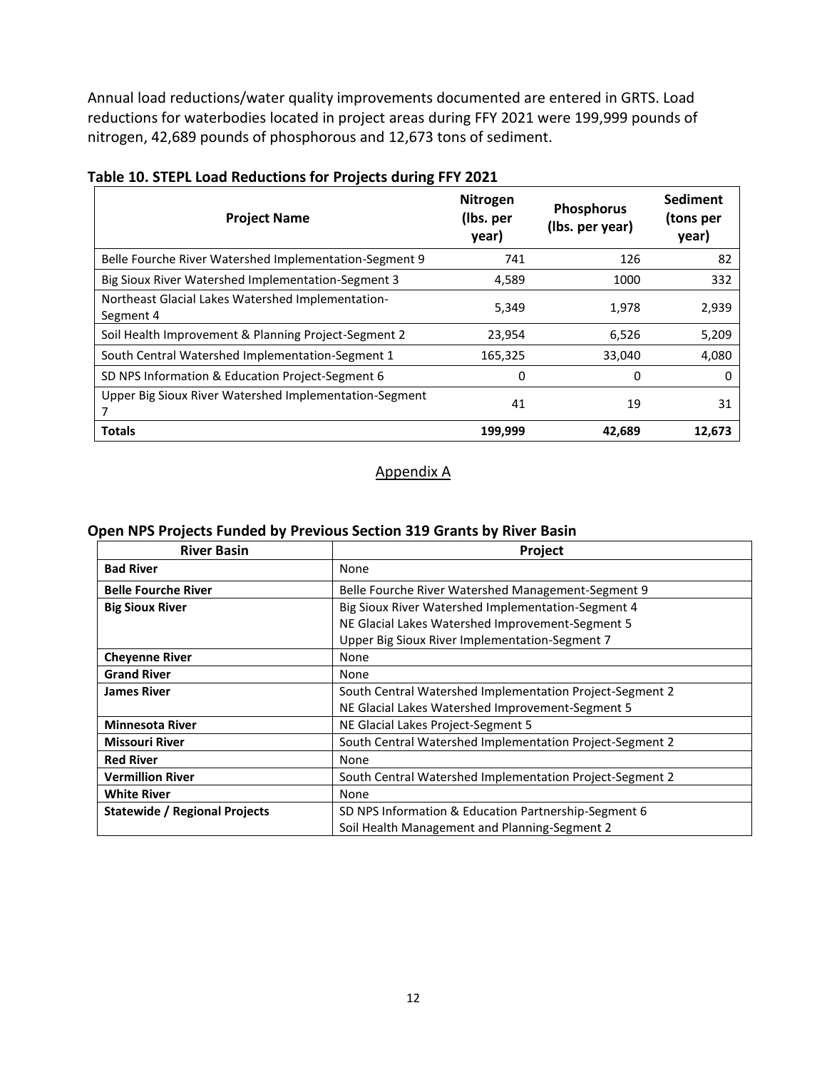Annual load reductions/water quality improvements documented are entered in GRTS. Load reductions for waterbodies located in project areas during FFY 2021 were 199,999 pounds of nitrogen, 42,689 pounds of phosphorous and 12,673 tons of sediment.

**Table 10. STEPL Load Reductions for Projects during FFY 2021**

| Project Name | Nitrogen (lbs. per year) | Phosphorus (lbs. per year) | Sediment (tons per year) |
|---|---|---|---|
| Belle Fourche River Watershed Implementation-Segment 9 | 741 | 126 | 82 |
| Big Sioux River Watershed Implementation-Segment 3 | 4,589 | 1000 | 332 |
| Northeast Glacial Lakes Watershed Implementation-Segment 4 | 5,349 | 1,978 | 2,939 |
| Soil Health Improvement & Planning Project-Segment 2 | 23,954 | 6,526 | 5,209 |
| South Central Watershed Implementation-Segment 1 | 165,325 | 33,040 | 4,080 |
| SD NPS Information & Education Project-Segment 6 | 0 | 0 | 0 |
| Upper Big Sioux River Watershed Implementation-Segment 7 | 41 | 19 | 31 |
| **Totals** | **199,999** | **42,689** | **12,673** |

## Appendix A

**Open NPS Projects Funded by Previous Section 319 Grants by River Basin**

| River Basin | Project |
|---|---|
| **Bad River** | None |
| **Belle Fourche River** | Belle Fourche River Watershed Management-Segment 9 |
| **Big Sioux River** | Big Sioux River Watershed Implementation-Segment 4<br>NE Glacial Lakes Watershed Improvement-Segment 5<br>Upper Big Sioux River Implementation-Segment 7 |
| **Cheyenne River** | None |
| **Grand River** | None |
| **James River** | South Central Watershed Implementation Project-Segment 2<br>NE Glacial Lakes Watershed Improvement-Segment 5 |
| **Minnesota River** | NE Glacial Lakes Project-Segment 5 |
| **Missouri River** | South Central Watershed Implementation Project-Segment 2 |
| **Red River** | None |
| **Vermillion River** | South Central Watershed Implementation Project-Segment 2 |
| **White River** | None |
| **Statewide / Regional Projects** | SD NPS Information & Education Partnership-Segment 6<br>Soil Health Management and Planning-Segment 2 |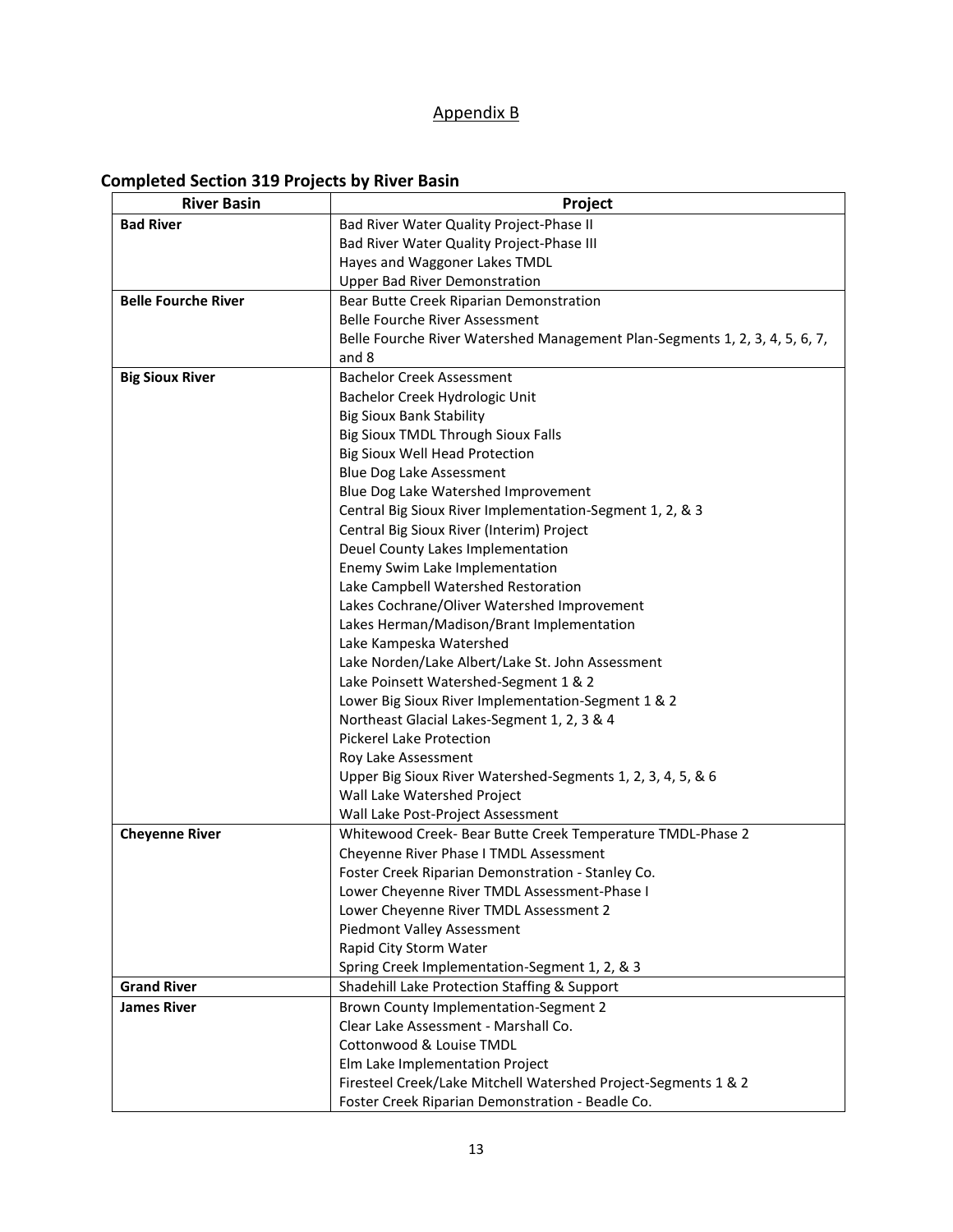Appendix B

## Completed Section 319 Projects by River Basin

| River Basin | Project |
| --- | --- |
| **Bad River** | Bad River Water Quality Project-Phase II |
| | Bad River Water Quality Project-Phase III |
| | Hayes and Waggoner Lakes TMDL |
| | Upper Bad River Demonstration |
| **Belle Fourche River** | Bear Butte Creek Riparian Demonstration |
| | Belle Fourche River Assessment |
| | Belle Fourche River Watershed Management Plan-Segments 1, 2, 3, 4, 5, 6, 7, and 8 |
| **Big Sioux River** | Bachelor Creek Assessment |
| | Bachelor Creek Hydrologic Unit |
| | Big Sioux Bank Stability |
| | Big Sioux TMDL Through Sioux Falls |
| | Big Sioux Well Head Protection |
| | Blue Dog Lake Assessment |
| | Blue Dog Lake Watershed Improvement |
| | Central Big Sioux River Implementation-Segment 1, 2, & 3 |
| | Central Big Sioux River (Interim) Project |
| | Deuel County Lakes Implementation |
| | Enemy Swim Lake Implementation |
| | Lake Campbell Watershed Restoration |
| | Lakes Cochrane/Oliver Watershed Improvement |
| | Lakes Herman/Madison/Brant Implementation |
| | Lake Kampeska Watershed |
| | Lake Norden/Lake Albert/Lake St. John Assessment |
| | Lake Poinsett Watershed-Segment 1 & 2 |
| | Lower Big Sioux River Implementation-Segment 1 & 2 |
| | Northeast Glacial Lakes-Segment 1, 2, 3 & 4 |
| | Pickerel Lake Protection |
| | Roy Lake Assessment |
| | Upper Big Sioux River Watershed-Segments 1, 2, 3, 4, 5, & 6 |
| | Wall Lake Watershed Project |
| | Wall Lake Post-Project Assessment |
| **Cheyenne River** | Whitewood Creek- Bear Butte Creek Temperature TMDL-Phase 2 |
| | Cheyenne River Phase I TMDL Assessment |
| | Foster Creek Riparian Demonstration - Stanley Co. |
| | Lower Cheyenne River TMDL Assessment-Phase I |
| | Lower Cheyenne River TMDL Assessment 2 |
| | Piedmont Valley Assessment |
| | Rapid City Storm Water |
| | Spring Creek Implementation-Segment 1, 2, & 3 |
| **Grand River** | Shadehill Lake Protection Staffing & Support |
| **James River** | Brown County Implementation-Segment 2 |
| | Clear Lake Assessment - Marshall Co. |
| | Cottonwood & Louise TMDL |
| | Elm Lake Implementation Project |
| | Firesteel Creek/Lake Mitchell Watershed Project-Segments 1 & 2 |
| | Foster Creek Riparian Demonstration - Beadle Co. |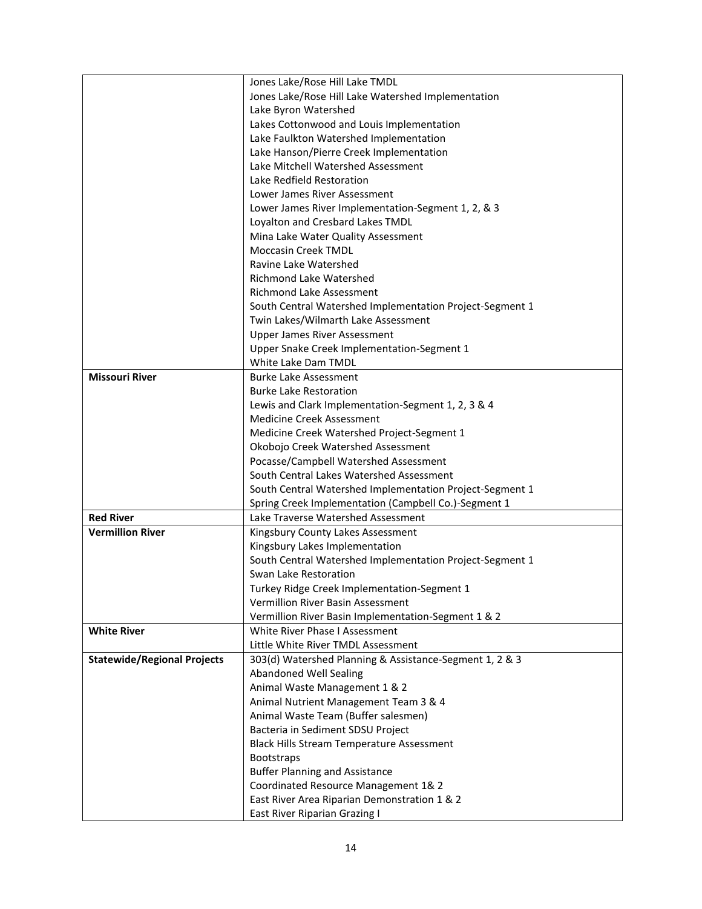| | |
|---|---|
| | Jones Lake/Rose Hill Lake TMDL<br>Jones Lake/Rose Hill Lake Watershed Implementation<br>Lake Byron Watershed<br>Lakes Cottonwood and Louis Implementation<br>Lake Faulkton Watershed Implementation<br>Lake Hanson/Pierre Creek Implementation<br>Lake Mitchell Watershed Assessment<br>Lake Redfield Restoration<br>Lower James River Assessment<br>Lower James River Implementation-Segment 1, 2, & 3<br>Loyalton and Cresbard Lakes TMDL<br>Mina Lake Water Quality Assessment<br>Moccasin Creek TMDL<br>Ravine Lake Watershed<br>Richmond Lake Watershed<br>Richmond Lake Assessment<br>South Central Watershed Implementation Project-Segment 1<br>Twin Lakes/Wilmarth Lake Assessment<br>Upper James River Assessment<br>Upper Snake Creek Implementation-Segment 1<br>White Lake Dam TMDL |
| **Missouri River** | Burke Lake Assessment<br>Burke Lake Restoration<br>Lewis and Clark Implementation-Segment 1, 2, 3 & 4<br>Medicine Creek Assessment<br>Medicine Creek Watershed Project-Segment 1<br>Okobojo Creek Watershed Assessment<br>Pocasse/Campbell Watershed Assessment<br>South Central Lakes Watershed Assessment<br>South Central Watershed Implementation Project-Segment 1<br>Spring Creek Implementation (Campbell Co.)-Segment 1 |
| **Red River** | Lake Traverse Watershed Assessment |
| **Vermillion River** | Kingsbury County Lakes Assessment<br>Kingsbury Lakes Implementation<br>South Central Watershed Implementation Project-Segment 1<br>Swan Lake Restoration<br>Turkey Ridge Creek Implementation-Segment 1<br>Vermillion River Basin Assessment<br>Vermillion River Basin Implementation-Segment 1 & 2 |
| **White River** | White River Phase I Assessment<br>Little White River TMDL Assessment |
| **Statewide/Regional Projects** | 303(d) Watershed Planning & Assistance-Segment 1, 2 & 3<br>Abandoned Well Sealing<br>Animal Waste Management 1 & 2<br>Animal Nutrient Management Team 3 & 4<br>Animal Waste Team (Buffer salesmen)<br>Bacteria in Sediment SDSU Project<br>Black Hills Stream Temperature Assessment<br>Bootstraps<br>Buffer Planning and Assistance<br>Coordinated Resource Management 1& 2<br>East River Area Riparian Demonstration 1 & 2<br>East River Riparian Grazing I |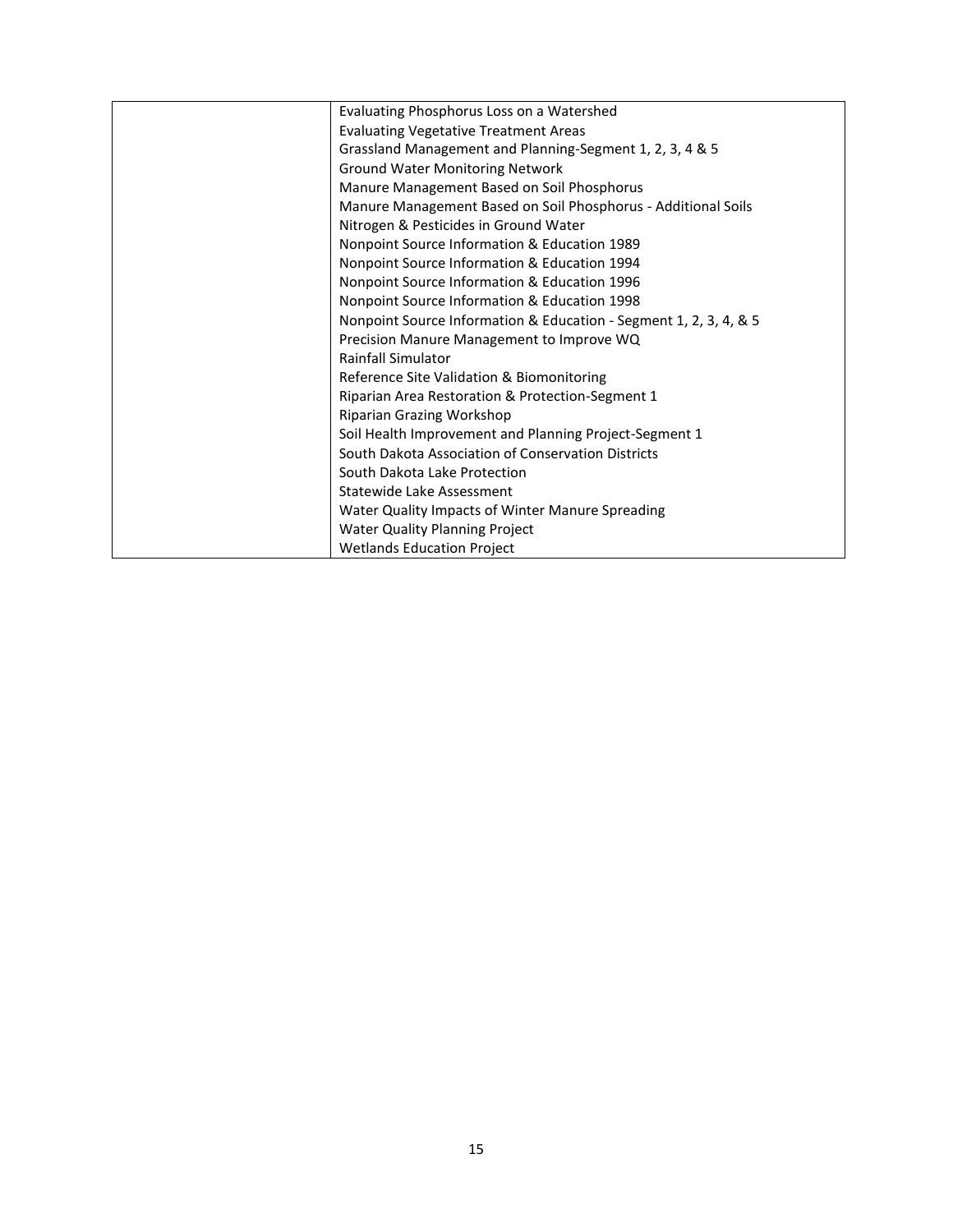| | |
|---|---|
| | Evaluating Phosphorus Loss on a Watershed<br>Evaluating Vegetative Treatment Areas<br>Grassland Management and Planning-Segment 1, 2, 3, 4 & 5<br>Ground Water Monitoring Network<br>Manure Management Based on Soil Phosphorus<br>Manure Management Based on Soil Phosphorus - Additional Soils<br>Nitrogen & Pesticides in Ground Water<br>Nonpoint Source Information & Education 1989<br>Nonpoint Source Information & Education 1994<br>Nonpoint Source Information & Education 1996<br>Nonpoint Source Information & Education 1998<br>Nonpoint Source Information & Education - Segment 1, 2, 3, 4, & 5<br>Precision Manure Management to Improve WQ<br>Rainfall Simulator<br>Reference Site Validation & Biomonitoring<br>Riparian Area Restoration & Protection-Segment 1<br>Riparian Grazing Workshop<br>Soil Health Improvement and Planning Project-Segment 1<br>South Dakota Association of Conservation Districts<br>South Dakota Lake Protection<br>Statewide Lake Assessment<br>Water Quality Impacts of Winter Manure Spreading<br>Water Quality Planning Project<br>Wetlands Education Project |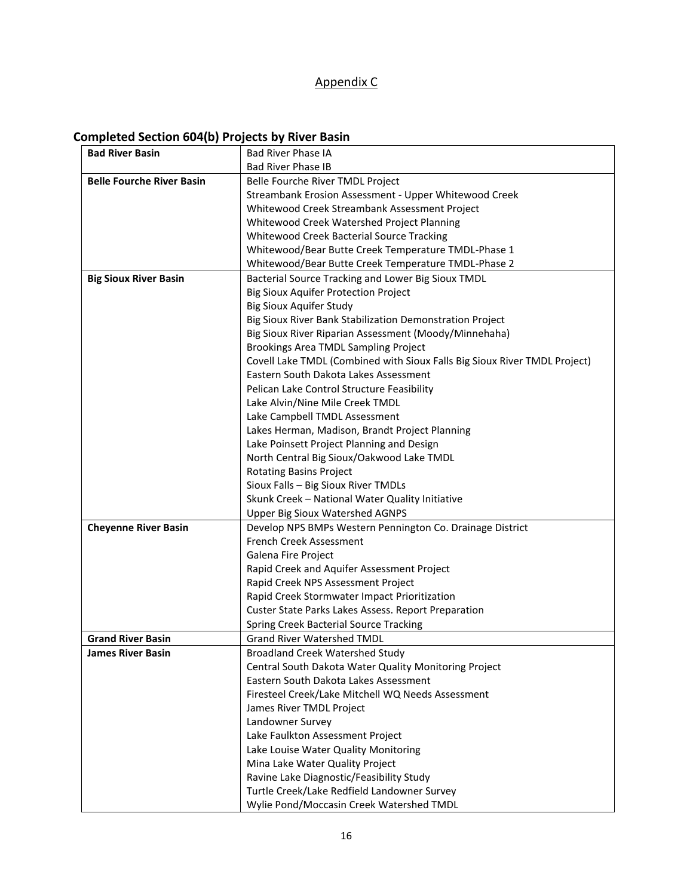Appendix C

## Completed Section 604(b) Projects by River Basin

| | |
|---|---|
| **Bad River Basin** | Bad River Phase IA |
| | Bad River Phase IB |
| **Belle Fourche River Basin** | Belle Fourche River TMDL Project |
| | Streambank Erosion Assessment - Upper Whitewood Creek |
| | Whitewood Creek Streambank Assessment Project |
| | Whitewood Creek Watershed Project Planning |
| | Whitewood Creek Bacterial Source Tracking |
| | Whitewood/Bear Butte Creek Temperature TMDL-Phase 1 |
| | Whitewood/Bear Butte Creek Temperature TMDL-Phase 2 |
| **Big Sioux River Basin** | Bacterial Source Tracking and Lower Big Sioux TMDL |
| | Big Sioux Aquifer Protection Project |
| | Big Sioux Aquifer Study |
| | Big Sioux River Bank Stabilization Demonstration Project |
| | Big Sioux River Riparian Assessment (Moody/Minnehaha) |
| | Brookings Area TMDL Sampling Project |
| | Covell Lake TMDL (Combined with Sioux Falls Big Sioux River TMDL Project) |
| | Eastern South Dakota Lakes Assessment |
| | Pelican Lake Control Structure Feasibility |
| | Lake Alvin/Nine Mile Creek TMDL |
| | Lake Campbell TMDL Assessment |
| | Lakes Herman, Madison, Brandt Project Planning |
| | Lake Poinsett Project Planning and Design |
| | North Central Big Sioux/Oakwood Lake TMDL |
| | Rotating Basins Project |
| | Sioux Falls – Big Sioux River TMDLs |
| | Skunk Creek – National Water Quality Initiative |
| | Upper Big Sioux Watershed AGNPS |
| **Cheyenne River Basin** | Develop NPS BMPs Western Pennington Co. Drainage District |
| | French Creek Assessment |
| | Galena Fire Project |
| | Rapid Creek and Aquifer Assessment Project |
| | Rapid Creek NPS Assessment Project |
| | Rapid Creek Stormwater Impact Prioritization |
| | Custer State Parks Lakes Assess. Report Preparation |
| | Spring Creek Bacterial Source Tracking |
| **Grand River Basin** | Grand River Watershed TMDL |
| **James River Basin** | Broadland Creek Watershed Study |
| | Central South Dakota Water Quality Monitoring Project |
| | Eastern South Dakota Lakes Assessment |
| | Firesteel Creek/Lake Mitchell WQ Needs Assessment |
| | James River TMDL Project |
| | Landowner Survey |
| | Lake Faulkton Assessment Project |
| | Lake Louise Water Quality Monitoring |
| | Mina Lake Water Quality Project |
| | Ravine Lake Diagnostic/Feasibility Study |
| | Turtle Creek/Lake Redfield Landowner Survey |
| | Wylie Pond/Moccasin Creek Watershed TMDL |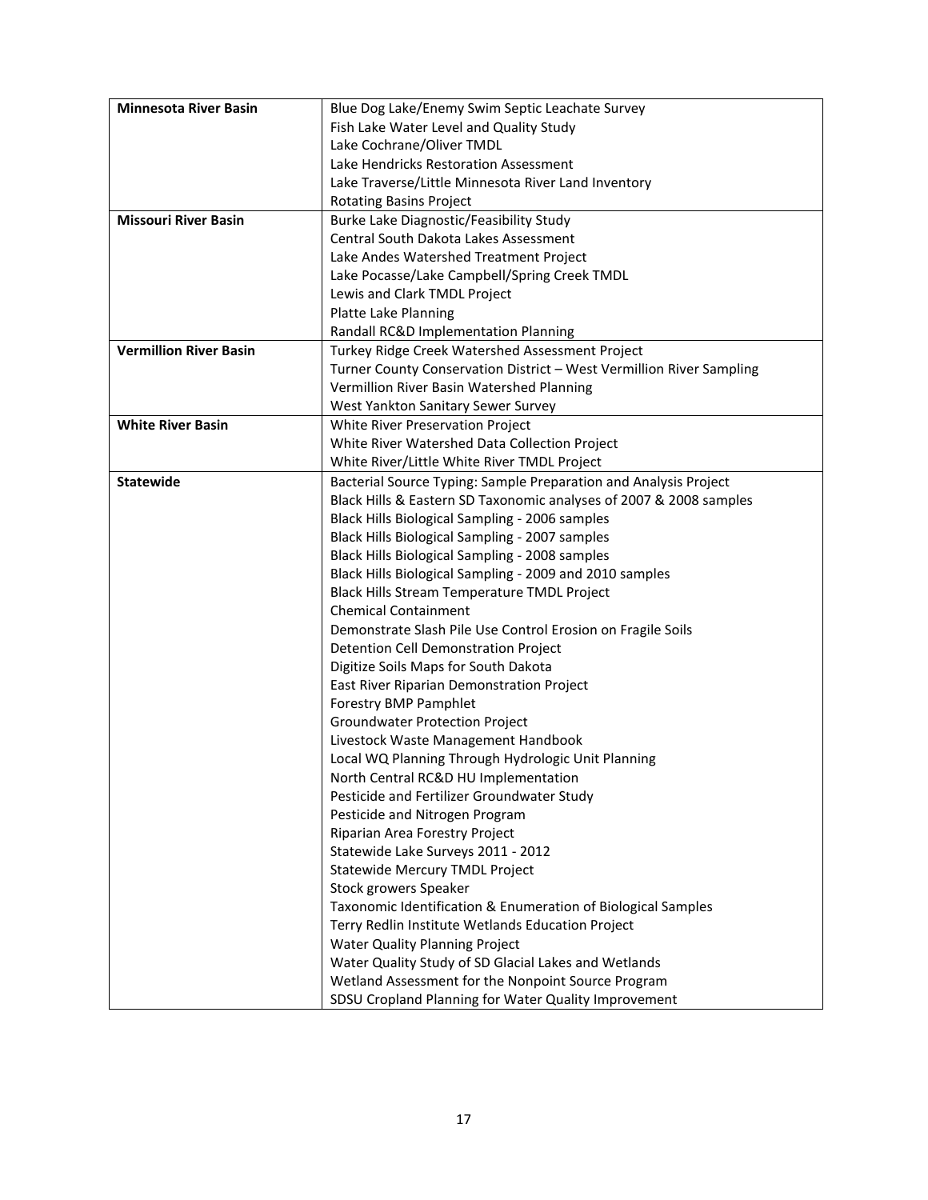| | |
|---|---|
| **Minnesota River Basin** | Blue Dog Lake/Enemy Swim Septic Leachate Survey<br>Fish Lake Water Level and Quality Study<br>Lake Cochrane/Oliver TMDL<br>Lake Hendricks Restoration Assessment<br>Lake Traverse/Little Minnesota River Land Inventory<br>Rotating Basins Project |
| **Missouri River Basin** | Burke Lake Diagnostic/Feasibility Study<br>Central South Dakota Lakes Assessment<br>Lake Andes Watershed Treatment Project<br>Lake Pocasse/Lake Campbell/Spring Creek TMDL<br>Lewis and Clark TMDL Project<br>Platte Lake Planning<br>Randall RC&D Implementation Planning |
| **Vermillion River Basin** | Turkey Ridge Creek Watershed Assessment Project<br>Turner County Conservation District – West Vermillion River Sampling<br>Vermillion River Basin Watershed Planning<br>West Yankton Sanitary Sewer Survey |
| **White River Basin** | White River Preservation Project<br>White River Watershed Data Collection Project<br>White River/Little White River TMDL Project |
| **Statewide** | Bacterial Source Typing: Sample Preparation and Analysis Project<br>Black Hills & Eastern SD Taxonomic analyses of 2007 & 2008 samples<br>Black Hills Biological Sampling - 2006 samples<br>Black Hills Biological Sampling - 2007 samples<br>Black Hills Biological Sampling - 2008 samples<br>Black Hills Biological Sampling - 2009 and 2010 samples<br>Black Hills Stream Temperature TMDL Project<br>Chemical Containment<br>Demonstrate Slash Pile Use Control Erosion on Fragile Soils<br>Detention Cell Demonstration Project<br>Digitize Soils Maps for South Dakota<br>East River Riparian Demonstration Project<br>Forestry BMP Pamphlet<br>Groundwater Protection Project<br>Livestock Waste Management Handbook<br>Local WQ Planning Through Hydrologic Unit Planning<br>North Central RC&D HU Implementation<br>Pesticide and Fertilizer Groundwater Study<br>Pesticide and Nitrogen Program<br>Riparian Area Forestry Project<br>Statewide Lake Surveys 2011 - 2012<br>Statewide Mercury TMDL Project<br>Stock growers Speaker<br>Taxonomic Identification & Enumeration of Biological Samples<br>Terry Redlin Institute Wetlands Education Project<br>Water Quality Planning Project<br>Water Quality Study of SD Glacial Lakes and Wetlands<br>Wetland Assessment for the Nonpoint Source Program<br>SDSU Cropland Planning for Water Quality Improvement |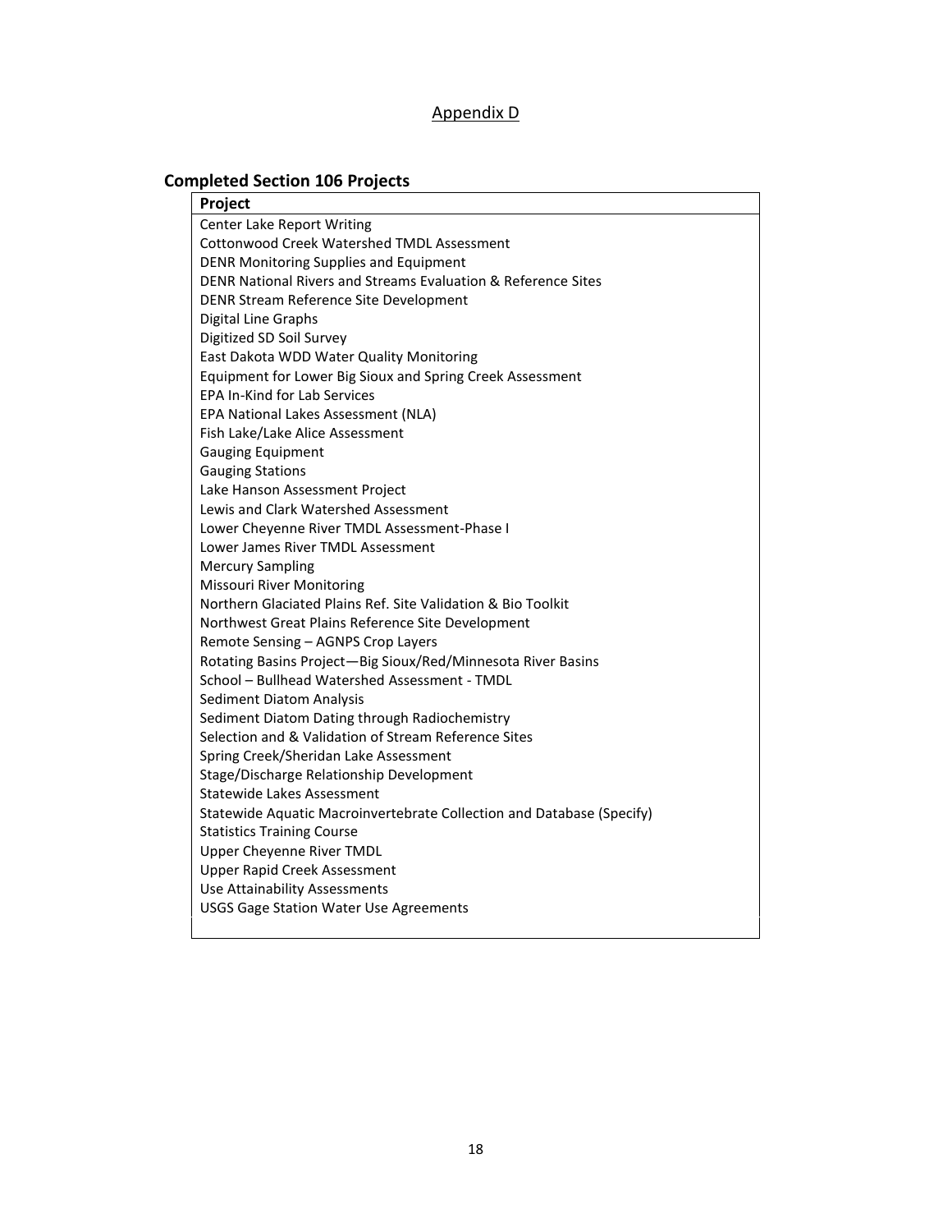Appendix D

## Completed Section 106 Projects

| Project |
| --- |
| Center Lake Report Writing |
| Cottonwood Creek Watershed TMDL Assessment |
| DENR Monitoring Supplies and Equipment |
| DENR National Rivers and Streams Evaluation & Reference Sites |
| DENR Stream Reference Site Development |
| Digital Line Graphs |
| Digitized SD Soil Survey |
| East Dakota WDD Water Quality Monitoring |
| Equipment for Lower Big Sioux and Spring Creek Assessment |
| EPA In-Kind for Lab Services |
| EPA National Lakes Assessment (NLA) |
| Fish Lake/Lake Alice Assessment |
| Gauging Equipment |
| Gauging Stations |
| Lake Hanson Assessment Project |
| Lewis and Clark Watershed Assessment |
| Lower Cheyenne River TMDL Assessment-Phase I |
| Lower James River TMDL Assessment |
| Mercury Sampling |
| Missouri River Monitoring |
| Northern Glaciated Plains Ref. Site Validation & Bio Toolkit |
| Northwest Great Plains Reference Site Development |
| Remote Sensing – AGNPS Crop Layers |
| Rotating Basins Project—Big Sioux/Red/Minnesota River Basins |
| School – Bullhead Watershed Assessment - TMDL |
| Sediment Diatom Analysis |
| Sediment Diatom Dating through Radiochemistry |
| Selection and & Validation of Stream Reference Sites |
| Spring Creek/Sheridan Lake Assessment |
| Stage/Discharge Relationship Development |
| Statewide Lakes Assessment |
| Statewide Aquatic Macroinvertebrate Collection and Database (Specify) |
| Statistics Training Course |
| Upper Cheyenne River TMDL |
| Upper Rapid Creek Assessment |
| Use Attainability Assessments |
| USGS Gage Station Water Use Agreements |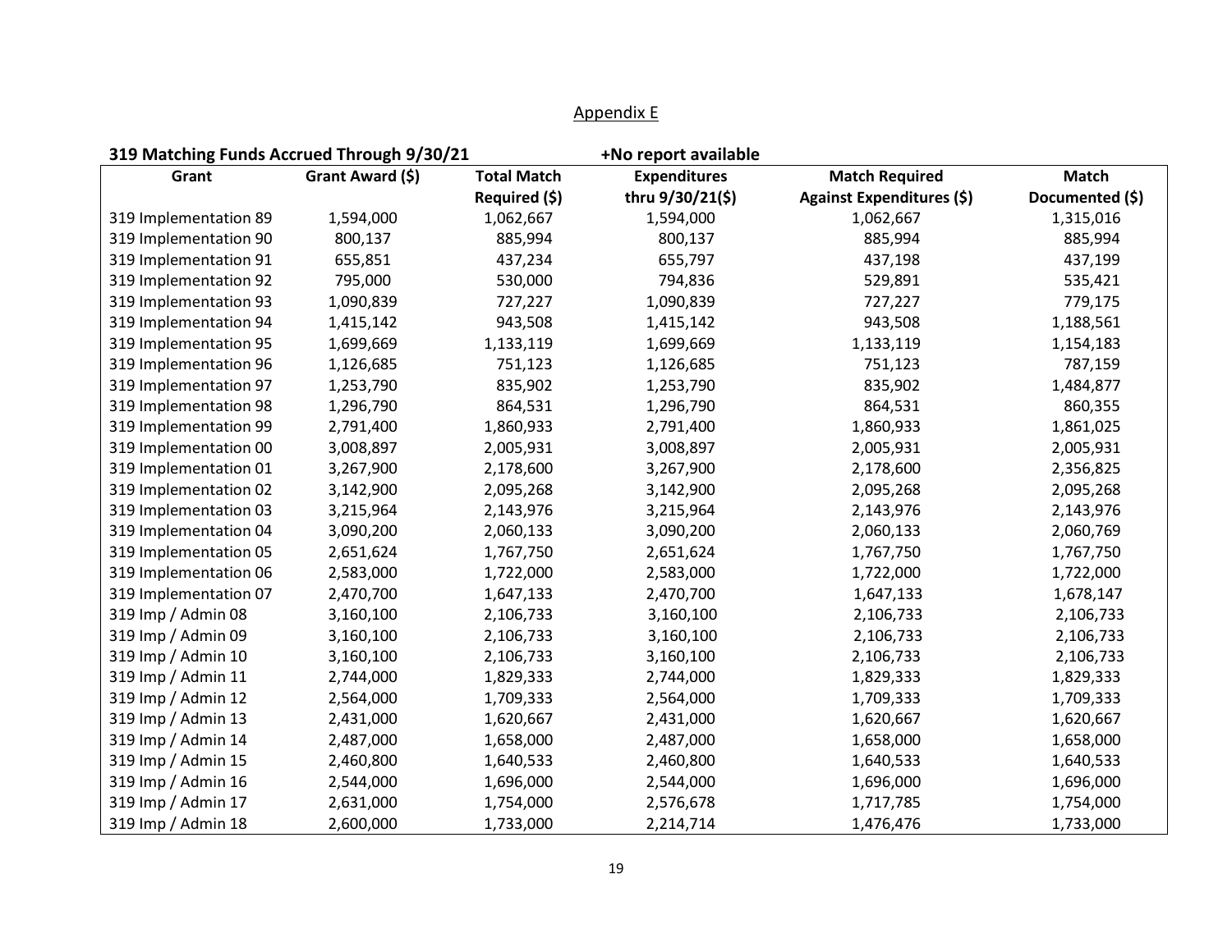Appendix E

**319 Matching Funds Accrued Through 9/30/21** **+No report available**

| Grant | Grant Award ($) | Total Match Required ($) | Expenditures thru 9/30/21($) | Match Required Against Expenditures ($) | Match Documented ($) |
|---|---|---|---|---|---|
| 319 Implementation 89 | 1,594,000 | 1,062,667 | 1,594,000 | 1,062,667 | 1,315,016 |
| 319 Implementation 90 | 800,137 | 885,994 | 800,137 | 885,994 | 885,994 |
| 319 Implementation 91 | 655,851 | 437,234 | 655,797 | 437,198 | 437,199 |
| 319 Implementation 92 | 795,000 | 530,000 | 794,836 | 529,891 | 535,421 |
| 319 Implementation 93 | 1,090,839 | 727,227 | 1,090,839 | 727,227 | 779,175 |
| 319 Implementation 94 | 1,415,142 | 943,508 | 1,415,142 | 943,508 | 1,188,561 |
| 319 Implementation 95 | 1,699,669 | 1,133,119 | 1,699,669 | 1,133,119 | 1,154,183 |
| 319 Implementation 96 | 1,126,685 | 751,123 | 1,126,685 | 751,123 | 787,159 |
| 319 Implementation 97 | 1,253,790 | 835,902 | 1,253,790 | 835,902 | 1,484,877 |
| 319 Implementation 98 | 1,296,790 | 864,531 | 1,296,790 | 864,531 | 860,355 |
| 319 Implementation 99 | 2,791,400 | 1,860,933 | 2,791,400 | 1,860,933 | 1,861,025 |
| 319 Implementation 00 | 3,008,897 | 2,005,931 | 3,008,897 | 2,005,931 | 2,005,931 |
| 319 Implementation 01 | 3,267,900 | 2,178,600 | 3,267,900 | 2,178,600 | 2,356,825 |
| 319 Implementation 02 | 3,142,900 | 2,095,268 | 3,142,900 | 2,095,268 | 2,095,268 |
| 319 Implementation 03 | 3,215,964 | 2,143,976 | 3,215,964 | 2,143,976 | 2,143,976 |
| 319 Implementation 04 | 3,090,200 | 2,060,133 | 3,090,200 | 2,060,133 | 2,060,769 |
| 319 Implementation 05 | 2,651,624 | 1,767,750 | 2,651,624 | 1,767,750 | 1,767,750 |
| 319 Implementation 06 | 2,583,000 | 1,722,000 | 2,583,000 | 1,722,000 | 1,722,000 |
| 319 Implementation 07 | 2,470,700 | 1,647,133 | 2,470,700 | 1,647,133 | 1,678,147 |
| 319 Imp / Admin 08 | 3,160,100 | 2,106,733 | 3,160,100 | 2,106,733 | 2,106,733 |
| 319 Imp / Admin 09 | 3,160,100 | 2,106,733 | 3,160,100 | 2,106,733 | 2,106,733 |
| 319 Imp / Admin 10 | 3,160,100 | 2,106,733 | 3,160,100 | 2,106,733 | 2,106,733 |
| 319 Imp / Admin 11 | 2,744,000 | 1,829,333 | 2,744,000 | 1,829,333 | 1,829,333 |
| 319 Imp / Admin 12 | 2,564,000 | 1,709,333 | 2,564,000 | 1,709,333 | 1,709,333 |
| 319 Imp / Admin 13 | 2,431,000 | 1,620,667 | 2,431,000 | 1,620,667 | 1,620,667 |
| 319 Imp / Admin 14 | 2,487,000 | 1,658,000 | 2,487,000 | 1,658,000 | 1,658,000 |
| 319 Imp / Admin 15 | 2,460,800 | 1,640,533 | 2,460,800 | 1,640,533 | 1,640,533 |
| 319 Imp / Admin 16 | 2,544,000 | 1,696,000 | 2,544,000 | 1,696,000 | 1,696,000 |
| 319 Imp / Admin 17 | 2,631,000 | 1,754,000 | 2,576,678 | 1,717,785 | 1,754,000 |
| 319 Imp / Admin 18 | 2,600,000 | 1,733,000 | 2,214,714 | 1,476,476 | 1,733,000 |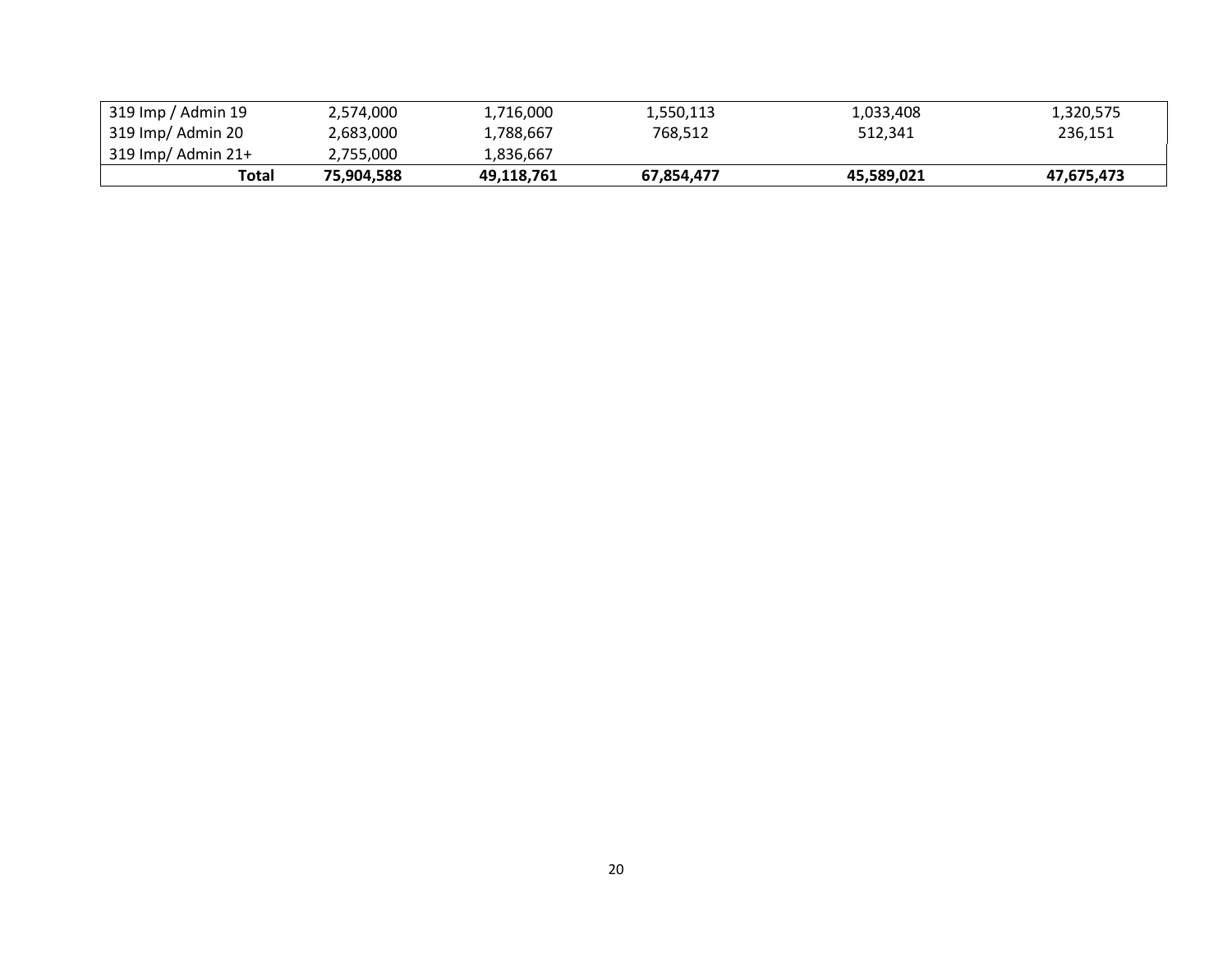| | | | | | |
|---|---|---|---|---|---|
| 319 Imp / Admin 19 | 2,574,000 | 1,716,000 | 1,550,113 | 1,033,408 | 1,320,575 |
| 319 Imp/ Admin 20 | 2,683,000 | 1,788,667 | 768,512 | 512,341 | 236,151 |
| 319 Imp/ Admin 21+ | 2,755,000 | 1,836,667 | | | |
| **Total** | **75,904,588** | **49,118,761** | **67,854,477** | **45,589,021** | **47,675,473** |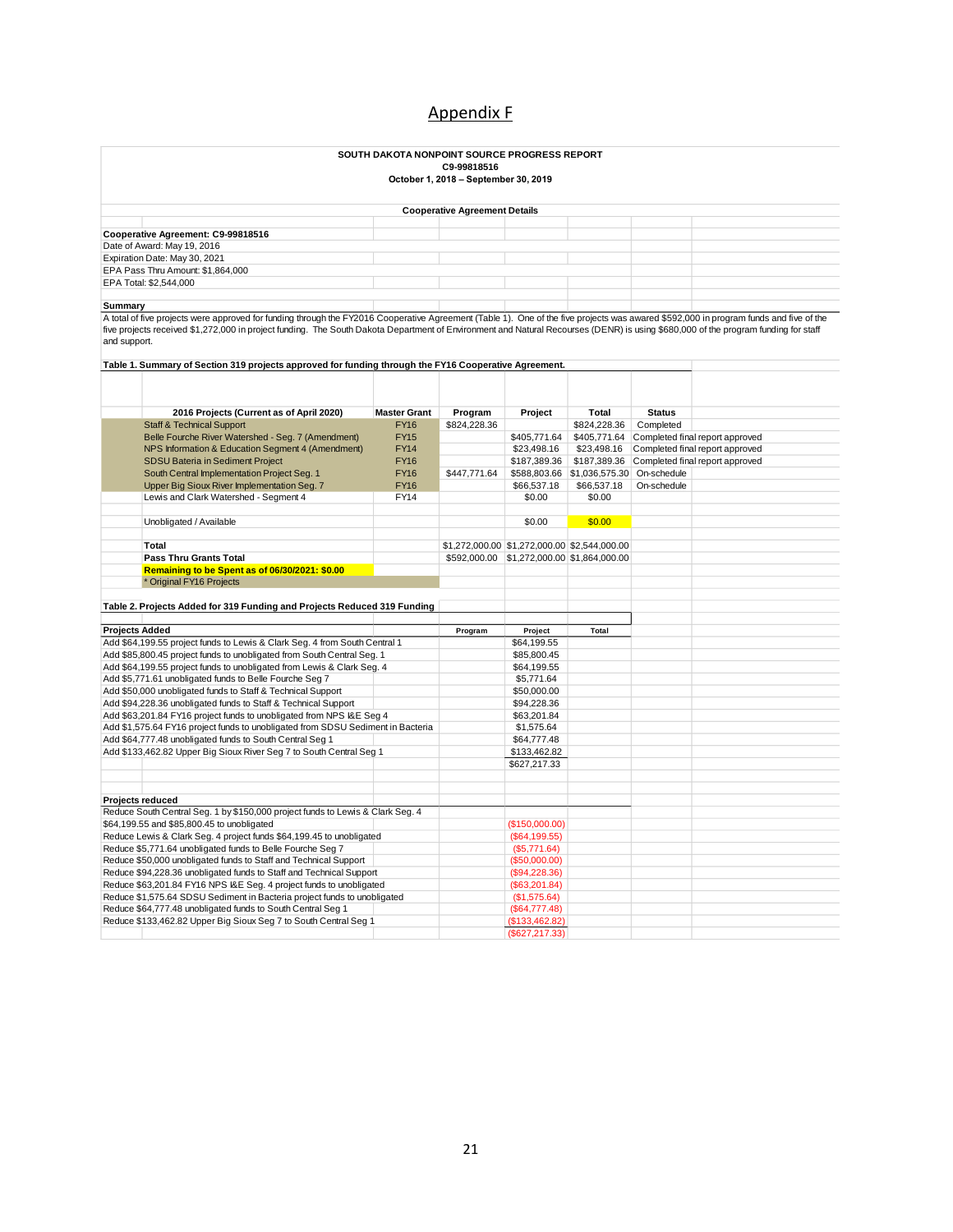# Appendix F

**SOUTH DAKOTA NONPOINT SOURCE PROGRESS REPORT**
**C9-99818516**
**October 1, 2018 – September 30, 2019**

**Cooperative Agreement Details**

**Cooperative Agreement: C9-99818516**
Date of Award: May 19, 2016
Expiration Date: May 30, 2021
EPA Pass Thru Amount: $1,864,000
EPA Total: $2,544,000

**Summary**
A total of five projects were approved for funding through the FY2016 Cooperative Agreement (Table 1). One of the five projects was awarded $592,000 in program funds and five of the five projects received $1,272,000 in project funding. The South Dakota Department of Environment and Natural Recourses (DENR) is using $680,000 of the program funding for staff and support.

**Table 1. Summary of Section 319 projects approved for funding through the FY16 Cooperative Agreement.**

| 2016 Projects (Current as of April 2020) | Master Grant | Program | Project | Total | Status |
|---|---|---|---|---|---|
| Staff & Technical Support | FY16 | $824,228.36 | | $824,228.36 | Completed |
| Belle Fourche River Watershed - Seg. 7 (Amendment) | FY15 | | $405,771.64 | $405,771.64 | Completed final report approved |
| NPS Information & Education Segment 4 (Amendment) | FY14 | | $23,498.16 | $23,498.16 | Completed final report approved |
| SDSU Bateria in Sediment Project | FY16 | | $187,389.36 | $187,389.36 | Completed final report approved |
| South Central Implementation Project Seg. 1 | FY16 | $447,771.64 | $588,803.66 | $1,036,575.30 | On-schedule |
| Upper Big Sioux River Implementation Seg. 7 | FY16 | | $66,537.18 | $66,537.18 | On-schedule |
| Lewis and Clark Watershed - Segment 4 | FY14 | | $0.00 | $0.00 | |
| | | | | | |
| Unobligated / Available | | | $0.00 | $0.00 | |
| | | | | | |
| **Total** | | $1,272,000.00 | $1,272,000.00 | $2,544,000.00 | |
| **Pass Thru Grants Total** | | $592,000.00 | $1,272,000.00 | $1,864,000.00 | |
| **Remaining to be Spent as of 06/30/2021: $0.00** | | | | | |
| * Original FY16 Projects | | | | | |

**Table 2. Projects Added for 319 Funding and Projects Reduced 319 Funding**

| **Projects Added** | Program | Project | Total |
|---|---|---|---|
| Add $64,199.55 project funds to Lewis & Clark Seg. 4 from South Central 1 | | $64,199.55 | |
| Add $85,800.45 project funds to unobligated from South Central Seg. 1 | | $85,800.45 | |
| Add $64,199.55 project funds to unobligated from Lewis & Clark Seg. 4 | | $64,199.55 | |
| Add $5,771.61 unobligated funds to Belle Fourche Seg 7 | | $5,771.64 | |
| Add $50,000 unobligated funds to Staff & Technical Support | | $50,000.00 | |
| Add $94,228.36 unobligated funds to Staff & Technical Support | | $94,228.36 | |
| Add $63,201.84 FY16 project funds to unobligated from NPS I&E Seg 4 | | $63,201.84 | |
| Add $1,575.64 FY16 project funds to unobligated from SDSU Sediment in Bacteria | | $1,575.64 | |
| Add $64,777.48 unobligated funds to South Central Seg 1 | | $64,777.48 | |
| Add $133,462.82 Upper Big Sioux River Seg 7 to South Central Seg 1 | | $133,462.82 | |
| | | $627,217.33 | |
| | | | |
| **Projects reduced** | | | |
| Reduce South Central Seg. 1 by $150,000 project funds to Lewis & Clark Seg. 4 $64,199.55 and $85,800.45 to unobligated | | ($150,000.00) | |
| Reduce Lewis & Clark Seg. 4 project funds $64,199.45 to unobligated | | ($64,199.55) | |
| Reduce $5,771.64 unobligated funds to Belle Fourche Seg 7 | | ($5,771.64) | |
| Reduce $50,000 unobligated funds to Staff and Technical Support | | ($50,000.00) | |
| Reduce $94,228.36 unobligated funds to Staff and Technical Support | | ($94,228.36) | |
| Reduce $63,201.84 FY16 NPS I&E Seg. 4 project funds to unobligated | | ($63,201.84) | |
| Reduce $1,575.64 SDSU Sediment in Bacteria project funds to unobligated | | ($1,575.64) | |
| Reduce $64,777.48 unobligated funds to South Central Seg 1 | | ($64,777.48) | |
| Reduce $133,462.82 Upper Big Sioux Seg 7 to South Central Seg 1 | | ($133,462.82) | |
| | | ($627,217.33) | |